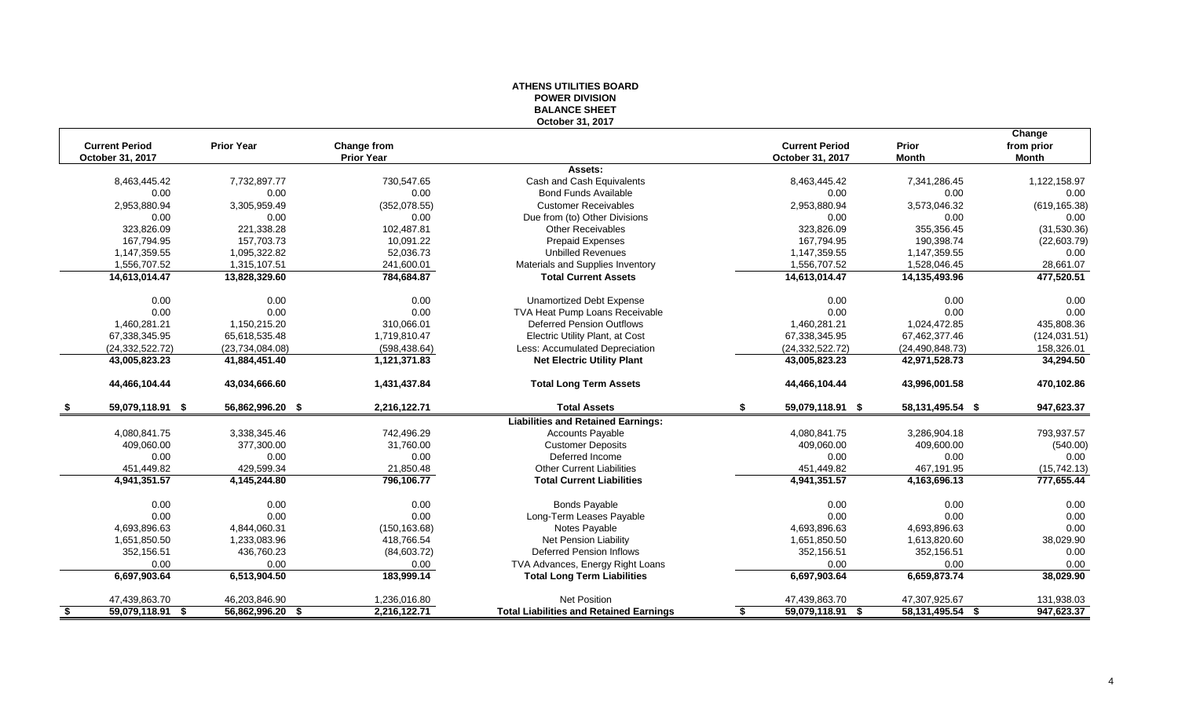# ATHENS UTILITIES BOARD
## POWER DIVISION
## BALANCE SHEET
### October 31, 2017

| Current Period October 31, 2017 | Prior Year | Change from Prior Year | | Current Period October 31, 2017 | Prior Month | Change from prior Month |
|---|---|---|---|---|---|---|
| | | | **Assets:** | | | |
| 8,463,445.42 | 7,732,897.77 | 730,547.65 | Cash and Cash Equivalents | 8,463,445.42 | 7,341,286.45 | 1,122,158.97 |
| 0.00 | 0.00 | 0.00 | Bond Funds Available | 0.00 | 0.00 | 0.00 |
| 2,953,880.94 | 3,305,959.49 | (352,078.55) | Customer Receivables | 2,953,880.94 | 3,573,046.32 | (619,165.38) |
| 0.00 | 0.00 | 0.00 | Due from (to) Other Divisions | 0.00 | 0.00 | 0.00 |
| 323,826.09 | 221,338.28 | 102,487.81 | Other Receivables | 323,826.09 | 355,356.45 | (31,530.36) |
| 167,794.95 | 157,703.73 | 10,091.22 | Prepaid Expenses | 167,794.95 | 190,398.74 | (22,603.79) |
| 1,147,359.55 | 1,095,322.82 | 52,036.73 | Unbilled Revenues | 1,147,359.55 | 1,147,359.55 | 0.00 |
| 1,556,707.52 | 1,315,107.51 | 241,600.01 | Materials and Supplies Inventory | 1,556,707.52 | 1,528,046.45 | 28,661.07 |
| **14,613,014.47** | **13,828,329.60** | **784,684.87** | **Total Current Assets** | **14,613,014.47** | **14,135,493.96** | **477,520.51** |
| 0.00 | 0.00 | 0.00 | Unamortized Debt Expense | 0.00 | 0.00 | 0.00 |
| 0.00 | 0.00 | 0.00 | TVA Heat Pump Loans Receivable | 0.00 | 0.00 | 0.00 |
| 1,460,281.21 | 1,150,215.20 | 310,066.01 | Deferred Pension Outflows | 1,460,281.21 | 1,024,472.85 | 435,808.36 |
| 67,338,345.95 | 65,618,535.48 | 1,719,810.47 | Electric Utility Plant, at Cost | 67,338,345.95 | 67,462,377.46 | (124,031.51) |
| (24,332,522.72) | (23,734,084.08) | (598,438.64) | Less: Accumulated Depreciation | (24,332,522.72) | (24,490,848.73) | 158,326.01 |
| **43,005,823.23** | **41,884,451.40** | **1,121,371.83** | **Net Electric Utility Plant** | **43,005,823.23** | **42,971,528.73** | **34,294.50** |
| **44,466,104.44** | **43,034,666.60** | **1,431,437.84** | **Total Long Term Assets** | **44,466,104.44** | **43,996,001.58** | **470,102.86** |
| **$ 59,079,118.91** | **$ 56,862,996.20** | **$ 2,216,122.71** | **Total Assets** | **$ 59,079,118.91** | **$ 58,131,495.54** | **$ 947,623.37** |
| | | | **Liabilities and Retained Earnings:** | | | |
| 4,080,841.75 | 3,338,345.46 | 742,496.29 | Accounts Payable | 4,080,841.75 | 3,286,904.18 | 793,937.57 |
| 409,060.00 | 377,300.00 | 31,760.00 | Customer Deposits | 409,060.00 | 409,600.00 | (540.00) |
| 0.00 | 0.00 | 0.00 | Deferred Income | 0.00 | 0.00 | 0.00 |
| 451,449.82 | 429,599.34 | 21,850.48 | Other Current Liabilities | 451,449.82 | 467,191.95 | (15,742.13) |
| **4,941,351.57** | **4,145,244.80** | **796,106.77** | **Total Current Liabilities** | **4,941,351.57** | **4,163,696.13** | **777,655.44** |
| 0.00 | 0.00 | 0.00 | Bonds Payable | 0.00 | 0.00 | 0.00 |
| 0.00 | 0.00 | 0.00 | Long-Term Leases Payable | 0.00 | 0.00 | 0.00 |
| 4,693,896.63 | 4,844,060.31 | (150,163.68) | Notes Payable | 4,693,896.63 | 4,693,896.63 | 0.00 |
| 1,651,850.50 | 1,233,083.96 | 418,766.54 | Net Pension Liability | 1,651,850.50 | 1,613,820.60 | 38,029.90 |
| 352,156.51 | 436,760.23 | (84,603.72) | Deferred Pension Inflows | 352,156.51 | 352,156.51 | 0.00 |
| 0.00 | 0.00 | 0.00 | TVA Advances, Energy Right Loans | 0.00 | 0.00 | 0.00 |
| **6,697,903.64** | **6,513,904.50** | **183,999.14** | **Total Long Term Liabilities** | **6,697,903.64** | **6,659,873.74** | **38,029.90** |
| 47,439,863.70 | 46,203,846.90 | 1,236,016.80 | Net Position | 47,439,863.70 | 47,307,925.67 | 131,938.03 |
| **$ 59,079,118.91** | **$ 56,862,996.20** | **$ 2,216,122.71** | **Total Liabilities and Retained Earnings** | **$ 59,079,118.91** | **$ 58,131,495.54** | **$ 947,623.37** |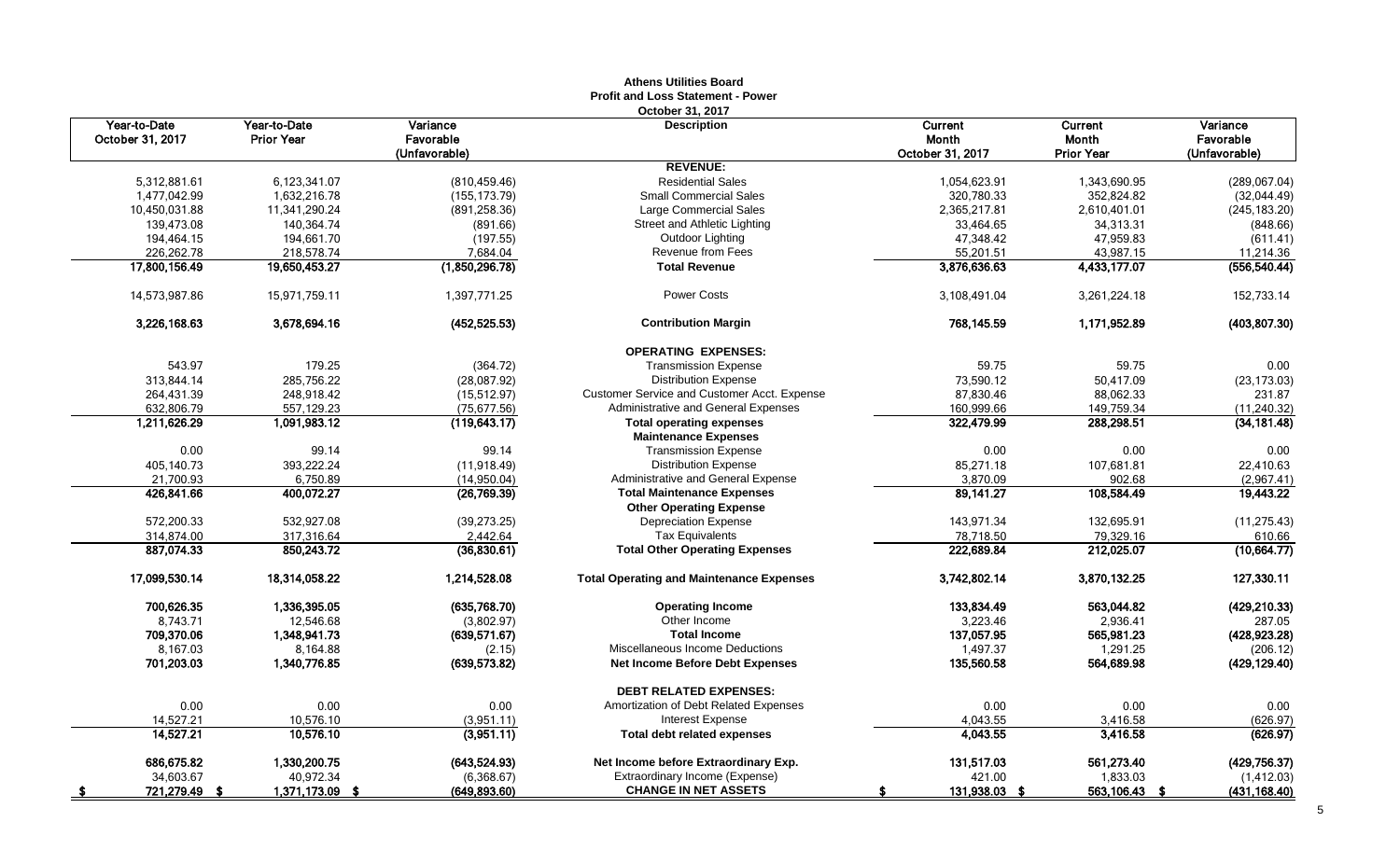**Athens Utilities Board**
**Profit and Loss Statement - Power**
**October 31, 2017**

| Year-to-Date October 31, 2017 | Year-to-Date Prior Year | Variance Favorable (Unfavorable) | Description | Current Month October 31, 2017 | Current Month Prior Year | Variance Favorable (Unfavorable) |
|---|---|---|---|---|---|---|
| | | | **REVENUE:** | | | |
| 5,312,881.61 | 6,123,341.07 | (810,459.46) | Residential Sales | 1,054,623.91 | 1,343,690.95 | (289,067.04) |
| 1,477,042.99 | 1,632,216.78 | (155,173.79) | Small Commercial Sales | 320,780.33 | 352,824.82 | (32,044.49) |
| 10,450,031.88 | 11,341,290.24 | (891,258.36) | Large Commercial Sales | 2,365,217.81 | 2,610,401.01 | (245,183.20) |
| 139,473.08 | 140,364.74 | (891.66) | Street and Athletic Lighting | 33,464.65 | 34,313.31 | (848.66) |
| 194,464.15 | 194,661.70 | (197.55) | Outdoor Lighting | 47,348.42 | 47,959.83 | (611.41) |
| 226,262.78 | 218,578.74 | 7,684.04 | Revenue from Fees | 55,201.51 | 43,987.15 | 11,214.36 |
| **17,800,156.49** | **19,650,453.27** | **(1,850,296.78)** | **Total Revenue** | **3,876,636.63** | **4,433,177.07** | **(556,540.44)** |
| 14,573,987.86 | 15,971,759.11 | 1,397,771.25 | Power Costs | 3,108,491.04 | 3,261,224.18 | 152,733.14 |
| **3,226,168.63** | **3,678,694.16** | **(452,525.53)** | **Contribution Margin** | **768,145.59** | **1,171,952.89** | **(403,807.30)** |
| | | | **OPERATING EXPENSES:** | | | |
| 543.97 | 179.25 | (364.72) | Transmission Expense | 59.75 | 59.75 | 0.00 |
| 313,844.14 | 285,756.22 | (28,087.92) | Distribution Expense | 73,590.12 | 50,417.09 | (23,173.03) |
| 264,431.39 | 248,918.42 | (15,512.97) | Customer Service and Customer Acct. Expense | 87,830.46 | 88,062.33 | 231.87 |
| 632,806.79 | 557,129.23 | (75,677.56) | Administrative and General Expenses | 160,999.66 | 149,759.34 | (11,240.32) |
| **1,211,626.29** | **1,091,983.12** | **(119,643.17)** | **Total operating expenses** | **322,479.99** | **288,298.51** | **(34,181.48)** |
| | | | **Maintenance Expenses** | | | |
| 0.00 | 99.14 | 99.14 | Transmission Expense | 0.00 | 0.00 | 0.00 |
| 405,140.73 | 393,222.24 | (11,918.49) | Distribution Expense | 85,271.18 | 107,681.81 | 22,410.63 |
| 21,700.93 | 6,750.89 | (14,950.04) | Administrative and General Expense | 3,870.09 | 902.68 | (2,967.41) |
| **426,841.66** | **400,072.27** | **(26,769.39)** | **Total Maintenance Expenses** | **89,141.27** | **108,584.49** | **19,443.22** |
| | | | **Other Operating Expense** | | | |
| 572,200.33 | 532,927.08 | (39,273.25) | Depreciation Expense | 143,971.34 | 132,695.91 | (11,275.43) |
| 314,874.00 | 317,316.64 | 2,442.64 | Tax Equivalents | 78,718.50 | 79,329.16 | 610.66 |
| **887,074.33** | **850,243.72** | **(36,830.61)** | **Total Other Operating Expenses** | **222,689.84** | **212,025.07** | **(10,664.77)** |
| **17,099,530.14** | **18,314,058.22** | **1,214,528.08** | **Total Operating and Maintenance Expenses** | **3,742,802.14** | **3,870,132.25** | **127,330.11** |
| **700,626.35** | **1,336,395.05** | **(635,768.70)** | **Operating Income** | **133,834.49** | **563,044.82** | **(429,210.33)** |
| 8,743.71 | 12,546.68 | (3,802.97) | Other Income | 3,223.46 | 2,936.41 | 287.05 |
| **709,370.06** | **1,348,941.73** | **(639,571.67)** | **Total Income** | **137,057.95** | **565,981.23** | **(428,923.28)** |
| 8,167.03 | 8,164.88 | (2.15) | Miscellaneous Income Deductions | 1,497.37 | 1,291.25 | (206.12) |
| **701,203.03** | **1,340,776.85** | **(639,573.82)** | **Net Income Before Debt Expenses** | **135,560.58** | **564,689.98** | **(429,129.40)** |
| | | | **DEBT RELATED EXPENSES:** | | | |
| 0.00 | 0.00 | 0.00 | Amortization of Debt Related Expenses | 0.00 | 0.00 | 0.00 |
| 14,527.21 | 10,576.10 | (3,951.11) | Interest Expense | 4,043.55 | 3,416.58 | (626.97) |
| **14,527.21** | **10,576.10** | **(3,951.11)** | **Total debt related expenses** | **4,043.55** | **3,416.58** | **(626.97)** |
| **686,675.82** | **1,330,200.75** | **(643,524.93)** | **Net Income before Extraordinary Exp.** | **131,517.03** | **561,273.40** | **(429,756.37)** |
| 34,603.67 | 40,972.34 | (6,368.67) | Extraordinary Income (Expense) | 421.00 | 1,833.03 | (1,412.03) |
| **$ 721,279.49** | **$ 1,371,173.09** | **$ (649,893.60)** | **CHANGE IN NET ASSETS** | **$ 131,938.03** | **$ 563,106.43** | **$ (431,168.40)** |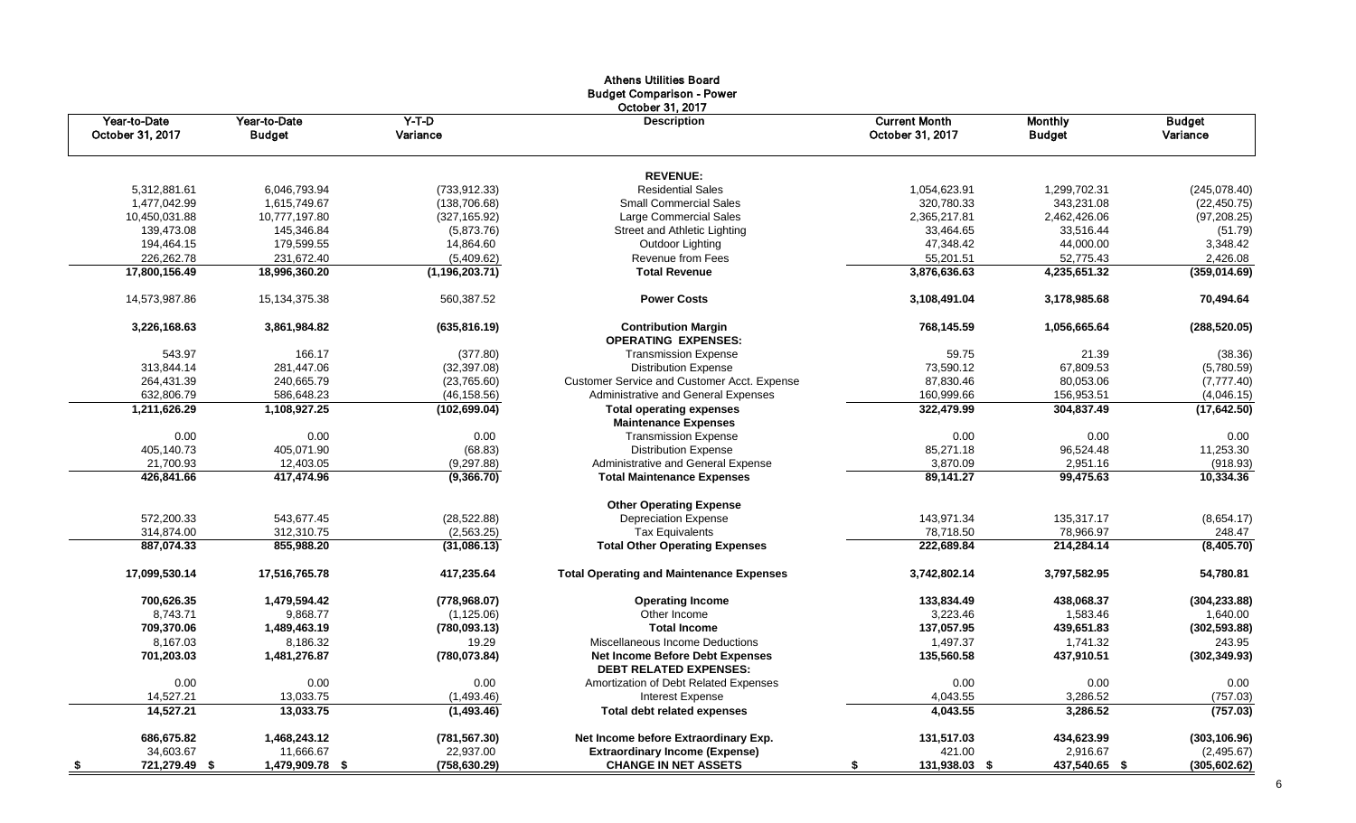# Athens Utilities Board
## Budget Comparison - Power
### October 31, 2017

| Year-to-Date October 31, 2017 | Year-to-Date Budget | Y-T-D Variance | Description | Current Month October 31, 2017 | Monthly Budget | Budget Variance |
|---|---|---|---|---|---|---|
| | | | **REVENUE:** | | | |
| 5,312,881.61 | 6,046,793.94 | (733,912.33) | Residential Sales | 1,054,623.91 | 1,299,702.31 | (245,078.40) |
| 1,477,042.99 | 1,615,749.67 | (138,706.68) | Small Commercial Sales | 320,780.33 | 343,231.08 | (22,450.75) |
| 10,450,031.88 | 10,777,197.80 | (327,165.92) | Large Commercial Sales | 2,365,217.81 | 2,462,426.06 | (97,208.25) |
| 139,473.08 | 145,346.84 | (5,873.76) | Street and Athletic Lighting | 33,464.65 | 33,516.44 | (51.79) |
| 194,464.15 | 179,599.55 | 14,864.60 | Outdoor Lighting | 47,348.42 | 44,000.00 | 3,348.42 |
| 226,262.78 | 231,672.40 | (5,409.62) | Revenue from Fees | 55,201.51 | 52,775.43 | 2,426.08 |
| **17,800,156.49** | **18,996,360.20** | **(1,196,203.71)** | **Total Revenue** | **3,876,636.63** | **4,235,651.32** | **(359,014.69)** |
| 14,573,987.86 | 15,134,375.38 | 560,387.52 | **Power Costs** | **3,108,491.04** | **3,178,985.68** | **70,494.64** |
| **3,226,168.63** | **3,861,984.82** | **(635,816.19)** | **Contribution Margin** | **768,145.59** | **1,056,665.64** | **(288,520.05)** |
| | | | **OPERATING EXPENSES:** | | | |
| 543.97 | 166.17 | (377.80) | Transmission Expense | 59.75 | 21.39 | (38.36) |
| 313,844.14 | 281,447.06 | (32,397.08) | Distribution Expense | 73,590.12 | 67,809.53 | (5,780.59) |
| 264,431.39 | 240,665.79 | (23,765.60) | Customer Service and Customer Acct. Expense | 87,830.46 | 80,053.06 | (7,777.40) |
| 632,806.79 | 586,648.23 | (46,158.56) | Administrative and General Expenses | 160,999.66 | 156,953.51 | (4,046.15) |
| **1,211,626.29** | **1,108,927.25** | **(102,699.04)** | **Total operating expenses** | **322,479.99** | **304,837.49** | **(17,642.50)** |
| | | | **Maintenance Expenses** | | | |
| 0.00 | 0.00 | 0.00 | Transmission Expense | 0.00 | 0.00 | 0.00 |
| 405,140.73 | 405,071.90 | (68.83) | Distribution Expense | 85,271.18 | 96,524.48 | 11,253.30 |
| 21,700.93 | 12,403.05 | (9,297.88) | Administrative and General Expense | 3,870.09 | 2,951.16 | (918.93) |
| **426,841.66** | **417,474.96** | **(9,366.70)** | **Total Maintenance Expenses** | **89,141.27** | **99,475.63** | **10,334.36** |
| | | | **Other Operating Expense** | | | |
| 572,200.33 | 543,677.45 | (28,522.88) | Depreciation Expense | 143,971.34 | 135,317.17 | (8,654.17) |
| 314,874.00 | 312,310.75 | (2,563.25) | Tax Equivalents | 78,718.50 | 78,966.97 | 248.47 |
| **887,074.33** | **855,988.20** | **(31,086.13)** | **Total Other Operating Expenses** | **222,689.84** | **214,284.14** | **(8,405.70)** |
| **17,099,530.14** | **17,516,765.78** | **417,235.64** | **Total Operating and Maintenance Expenses** | **3,742,802.14** | **3,797,582.95** | **54,780.81** |
| **700,626.35** | **1,479,594.42** | **(778,968.07)** | **Operating Income** | **133,834.49** | **438,068.37** | **(304,233.88)** |
| 8,743.71 | 9,868.77 | (1,125.06) | Other Income | 3,223.46 | 1,583.46 | 1,640.00 |
| **709,370.06** | **1,489,463.19** | **(780,093.13)** | **Total Income** | **137,057.95** | **439,651.83** | **(302,593.88)** |
| 8,167.03 | 8,186.32 | 19.29 | Miscellaneous Income Deductions | 1,497.37 | 1,741.32 | 243.95 |
| **701,203.03** | **1,481,276.87** | **(780,073.84)** | **Net Income Before Debt Expenses** | **135,560.58** | **437,910.51** | **(302,349.93)** |
| | | | **DEBT RELATED EXPENSES:** | | | |
| 0.00 | 0.00 | 0.00 | Amortization of Debt Related Expenses | 0.00 | 0.00 | 0.00 |
| 14,527.21 | 13,033.75 | (1,493.46) | Interest Expense | 4,043.55 | 3,286.52 | (757.03) |
| **14,527.21** | **13,033.75** | **(1,493.46)** | **Total debt related expenses** | **4,043.55** | **3,286.52** | **(757.03)** |
| **686,675.82** | **1,468,243.12** | **(781,567.30)** | **Net Income before Extraordinary Exp.** | **131,517.03** | **434,623.99** | **(303,106.96)** |
| 34,603.67 | 11,666.67 | 22,937.00 | **Extraordinary Income (Expense)** | 421.00 | 2,916.67 | (2,495.67) |
| **$ 721,279.49** | **$ 1,479,909.78** | **$ (758,630.29)** | **CHANGE IN NET ASSETS** | **$ 131,938.03** | **$ 437,540.65** | **$ (305,602.62)** |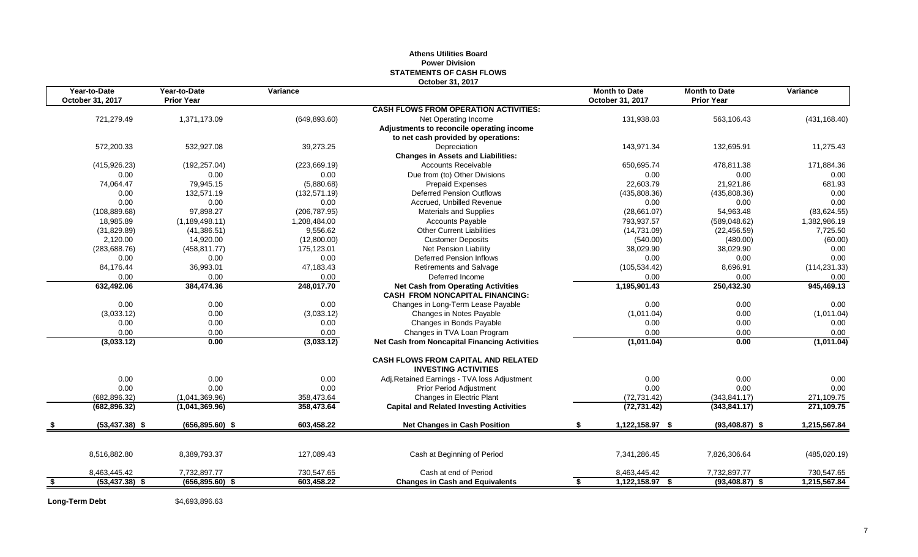# Athens Utilities Board
## Power Division
## STATEMENTS OF CASH FLOWS
### October 31, 2017

| Year-to-Date October 31, 2017 | Year-to-Date Prior Year | Variance | | Month to Date October 31, 2017 | Month to Date Prior Year | Variance |
|---|---|---|---|---|---|---|
| | | | **CASH FLOWS FROM OPERATION ACTIVITIES:** | | | |
| 721,279.49 | 1,371,173.09 | (649,893.60) | Net Operating Income | 131,938.03 | 563,106.43 | (431,168.40) |
| | | | **Adjustments to reconcile operating income** | | | |
| | | | **to net cash provided by operations:** | | | |
| 572,200.33 | 532,927.08 | 39,273.25 | Depreciation | 143,971.34 | 132,695.91 | 11,275.43 |
| | | | **Changes in Assets and Liabilities:** | | | |
| (415,926.23) | (192,257.04) | (223,669.19) | Accounts Receivable | 650,695.74 | 478,811.38 | 171,884.36 |
| 0.00 | 0.00 | 0.00 | Due from (to) Other Divisions | 0.00 | 0.00 | 0.00 |
| 74,064.47 | 79,945.15 | (5,880.68) | Prepaid Expenses | 22,603.79 | 21,921.86 | 681.93 |
| 0.00 | 132,571.19 | (132,571.19) | Deferred Pension Outflows | (435,808.36) | (435,808.36) | 0.00 |
| 0.00 | 0.00 | 0.00 | Accrued, Unbilled Revenue | 0.00 | 0.00 | 0.00 |
| (108,889.68) | 97,898.27 | (206,787.95) | Materials and Supplies | (28,661.07) | 54,963.48 | (83,624.55) |
| 18,985.89 | (1,189,498.11) | 1,208,484.00 | Accounts Payable | 793,937.57 | (589,048.62) | 1,382,986.19 |
| (31,829.89) | (41,386.51) | 9,556.62 | Other Current Liabilities | (14,731.09) | (22,456.59) | 7,725.50 |
| 2,120.00 | 14,920.00 | (12,800.00) | Customer Deposits | (540.00) | (480.00) | (60.00) |
| (283,688.76) | (458,811.77) | 175,123.01 | Net Pension Liability | 38,029.90 | 38,029.90 | 0.00 |
| 0.00 | 0.00 | 0.00 | Deferred Pension Inflows | 0.00 | 0.00 | 0.00 |
| 84,176.44 | 36,993.01 | 47,183.43 | Retirements and Salvage | (105,534.42) | 8,696.91 | (114,231.33) |
| 0.00 | 0.00 | 0.00 | Deferred Income | 0.00 | 0.00 | 0.00 |
| **632,492.06** | **384,474.36** | **248,017.70** | **Net Cash from Operating Activities** | **1,195,901.43** | **250,432.30** | **945,469.13** |
| | | | **CASH FROM NONCAPITAL FINANCING:** | | | |
| 0.00 | 0.00 | 0.00 | Changes in Long-Term Lease Payable | 0.00 | 0.00 | 0.00 |
| (3,033.12) | 0.00 | (3,033.12) | Changes in Notes Payable | (1,011.04) | 0.00 | (1,011.04) |
| 0.00 | 0.00 | 0.00 | Changes in Bonds Payable | 0.00 | 0.00 | 0.00 |
| 0.00 | 0.00 | 0.00 | Changes in TVA Loan Program | 0.00 | 0.00 | 0.00 |
| **(3,033.12)** | **0.00** | **(3,033.12)** | **Net Cash from Noncapital Financing Activities** | **(1,011.04)** | **0.00** | **(1,011.04)** |
| | | | **CASH FLOWS FROM CAPITAL AND RELATED INVESTING ACTIVITIES** | | | |
| 0.00 | 0.00 | 0.00 | Adj.Retained Earnings - TVA loss Adjustment | 0.00 | 0.00 | 0.00 |
| 0.00 | 0.00 | 0.00 | Prior Period Adjustment | 0.00 | 0.00 | 0.00 |
| (682,896.32) | (1,041,369.96) | 358,473.64 | Changes in Electric Plant | (72,731.42) | (343,841.17) | 271,109.75 |
| **(682,896.32)** | **(1,041,369.96)** | **358,473.64** | **Capital and Related Investing Activities** | **(72,731.42)** | **(343,841.17)** | **271,109.75** |
| **$ (53,437.38)** | **$ (656,895.60)** | **$ 603,458.22** | **Net Changes in Cash Position** | **$ 1,122,158.97** | **$ (93,408.87)** | **$ 1,215,567.84** |
| 8,516,882.80 | 8,389,793.37 | 127,089.43 | Cash at Beginning of Period | 7,341,286.45 | 7,826,306.64 | (485,020.19) |
| 8,463,445.42 | 7,732,897.77 | 730,547.65 | Cash at end of Period | 8,463,445.42 | 7,732,897.77 | 730,547.65 |
| **$ (53,437.38)** | **$ (656,895.60)** | **$ 603,458.22** | **Changes in Cash and Equivalents** | **$ 1,122,158.97** | **$ (93,408.87)** | **$ 1,215,567.84** |

**Long-Term Debt** $4,693,896.63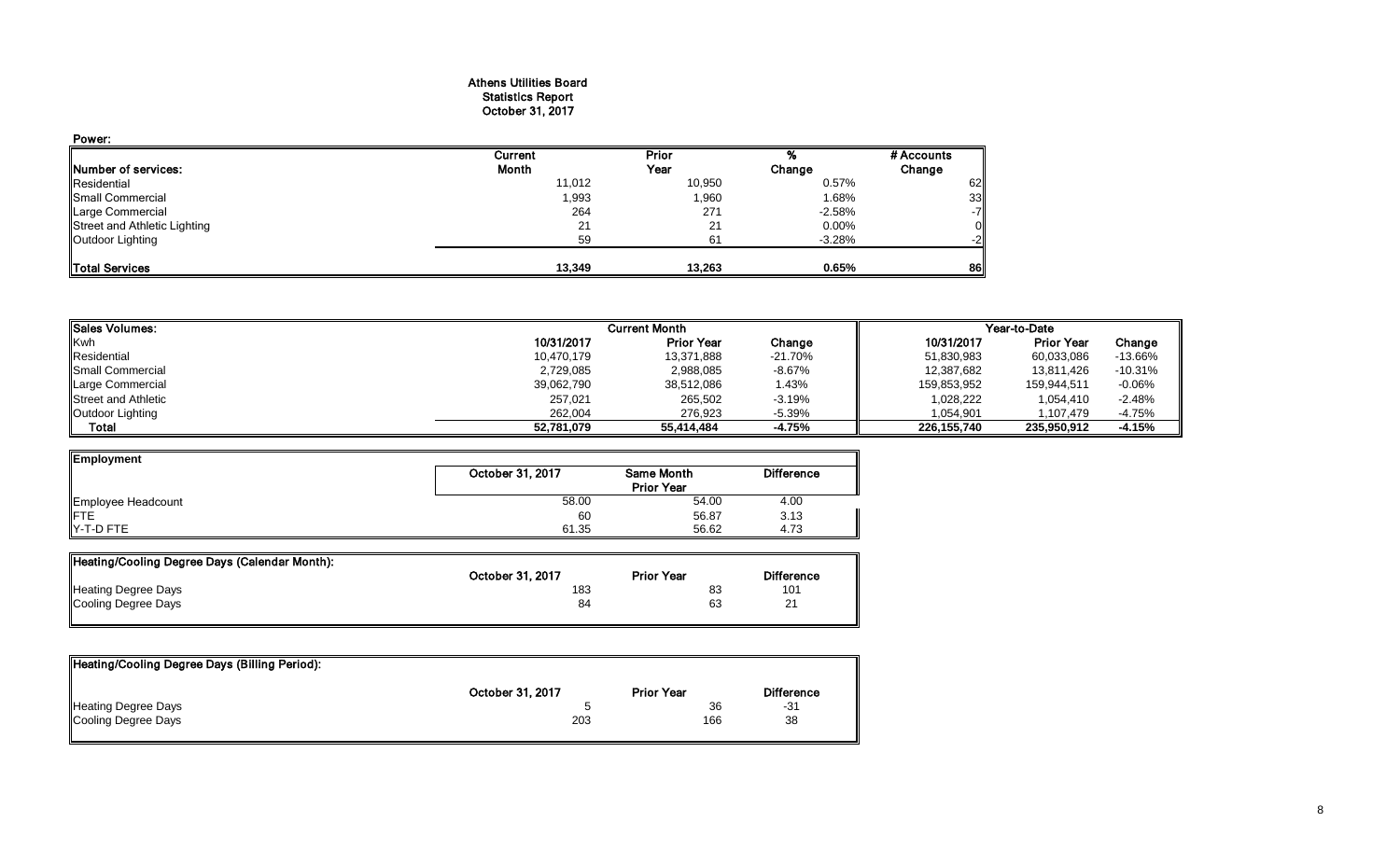**Athens Utilities Board**
**Statistics Report**
**October 31, 2017**

**Power:**

| Number of services: | Current Month | Prior Year | % Change | # Accounts Change |
|---|---|---|---|---|
| Residential | 11,012 | 10,950 | 0.57% | 62 |
| Small Commercial | 1,993 | 1,960 | 1.68% | 33 |
| Large Commercial | 264 | 271 | -2.58% | -7 |
| Street and Athletic Lighting | 21 | 21 | 0.00% | 0 |
| Outdoor Lighting | 59 | 61 | -3.28% | -2 |
| **Total Services** | **13,349** | **13,263** | **0.65%** | **86** |

| Sales Volumes: | Current Month | | | Year-to-Date | | |
|---|---|---|---|---|---|---|
| Kwh | 10/31/2017 | Prior Year | Change | 10/31/2017 | Prior Year | Change |
| Residential | 10,470,179 | 13,371,888 | -21.70% | 51,830,983 | 60,033,086 | -13.66% |
| Small Commercial | 2,729,085 | 2,988,085 | -8.67% | 12,387,682 | 13,811,426 | -10.31% |
| Large Commercial | 39,062,790 | 38,512,086 | 1.43% | 159,853,952 | 159,944,511 | -0.06% |
| Street and Athletic | 257,021 | 265,502 | -3.19% | 1,028,222 | 1,054,410 | -2.48% |
| Outdoor Lighting | 262,004 | 276,923 | -5.39% | 1,054,901 | 1,107,479 | -4.75% |
| **Total** | **52,781,079** | **55,414,484** | **-4.75%** | **226,155,740** | **235,950,912** | **-4.15%** |

| Employment | October 31, 2017 | Same Month Prior Year | Difference |
|---|---|---|---|
| Employee Headcount | 58.00 | 54.00 | 4.00 |
| FTE | 60 | 56.87 | 3.13 |
| Y-T-D FTE | 61.35 | 56.62 | 4.73 |

| Heating/Cooling Degree Days (Calendar Month): | October 31, 2017 | Prior Year | Difference |
|---|---|---|---|
| Heating Degree Days | 183 | 83 | 101 |
| Cooling Degree Days | 84 | 63 | 21 |

| Heating/Cooling Degree Days (Billing Period): | October 31, 2017 | Prior Year | Difference |
|---|---|---|---|
| Heating Degree Days | 5 | 36 | -31 |
| Cooling Degree Days | 203 | 166 | 38 |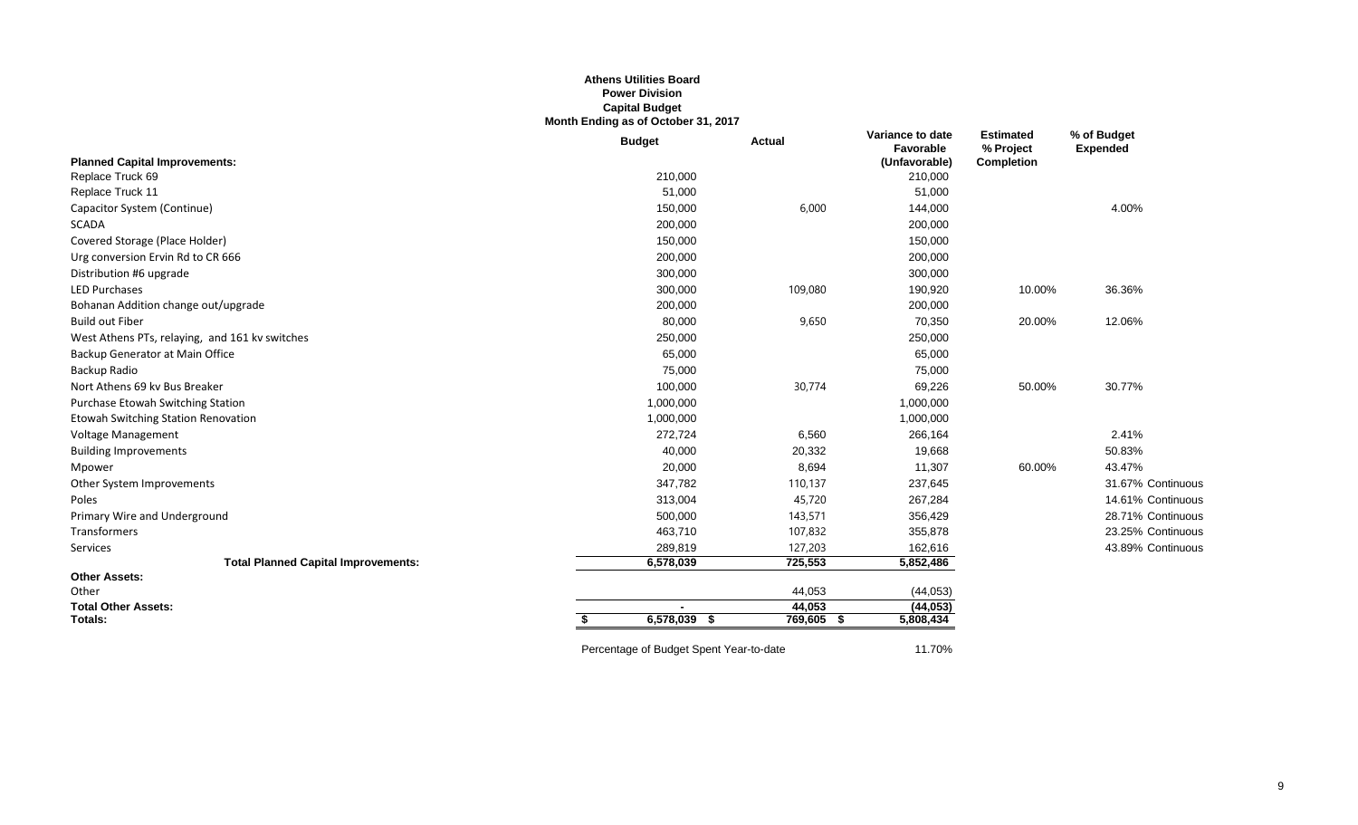**Athens Utilities Board**
**Power Division**
**Capital Budget**
**Month Ending as of October 31, 2017**

| Planned Capital Improvements: | Budget | Actual | Variance to date Favorable (Unfavorable) | Estimated % Project Completion | % of Budget Expended |
|---|---|---|---|---|---|
| Replace Truck 69 | 210,000 | | 210,000 | | |
| Replace Truck 11 | 51,000 | | 51,000 | | |
| Capacitor System (Continue) | 150,000 | 6,000 | 144,000 | | 4.00% |
| SCADA | 200,000 | | 200,000 | | |
| Covered Storage (Place Holder) | 150,000 | | 150,000 | | |
| Urg conversion Ervin Rd to CR 666 | 200,000 | | 200,000 | | |
| Distribution #6 upgrade | 300,000 | | 300,000 | | |
| LED Purchases | 300,000 | 109,080 | 190,920 | 10.00% | 36.36% |
| Bohanan Addition change out/upgrade | 200,000 | | 200,000 | | |
| Build out Fiber | 80,000 | 9,650 | 70,350 | 20.00% | 12.06% |
| West Athens PTs, relaying, and 161 kv switches | 250,000 | | 250,000 | | |
| Backup Generator at Main Office | 65,000 | | 65,000 | | |
| Backup Radio | 75,000 | | 75,000 | | |
| Nort Athens 69 kv Bus Breaker | 100,000 | 30,774 | 69,226 | 50.00% | 30.77% |
| Purchase Etowah Switching Station | 1,000,000 | | 1,000,000 | | |
| Etowah Switching Station Renovation | 1,000,000 | | 1,000,000 | | |
| Voltage Management | 272,724 | 6,560 | 266,164 | | 2.41% |
| Building Improvements | 40,000 | 20,332 | 19,668 | | 50.83% |
| Mpower | 20,000 | 8,694 | 11,307 | 60.00% | 43.47% |
| Other System Improvements | 347,782 | 110,137 | 237,645 | | 31.67% Continuous |
| Poles | 313,004 | 45,720 | 267,284 | | 14.61% Continuous |
| Primary Wire and Underground | 500,000 | 143,571 | 356,429 | | 28.71% Continuous |
| Transformers | 463,710 | 107,832 | 355,878 | | 23.25% Continuous |
| Services | 289,819 | 127,203 | 162,616 | | 43.89% Continuous |
| **Total Planned Capital Improvements:** | 6,578,039 | 725,553 | 5,852,486 | | |
| **Other Assets:** | | | | | |
| Other | | 44,053 | (44,053) | | |
| **Total Other Assets:** | - | 44,053 | (44,053) | | |
| **Totals:** | $ 6,578,039 | $ 769,605 | $ 5,808,434 | | |

Percentage of Budget Spent Year-to-date 11.70%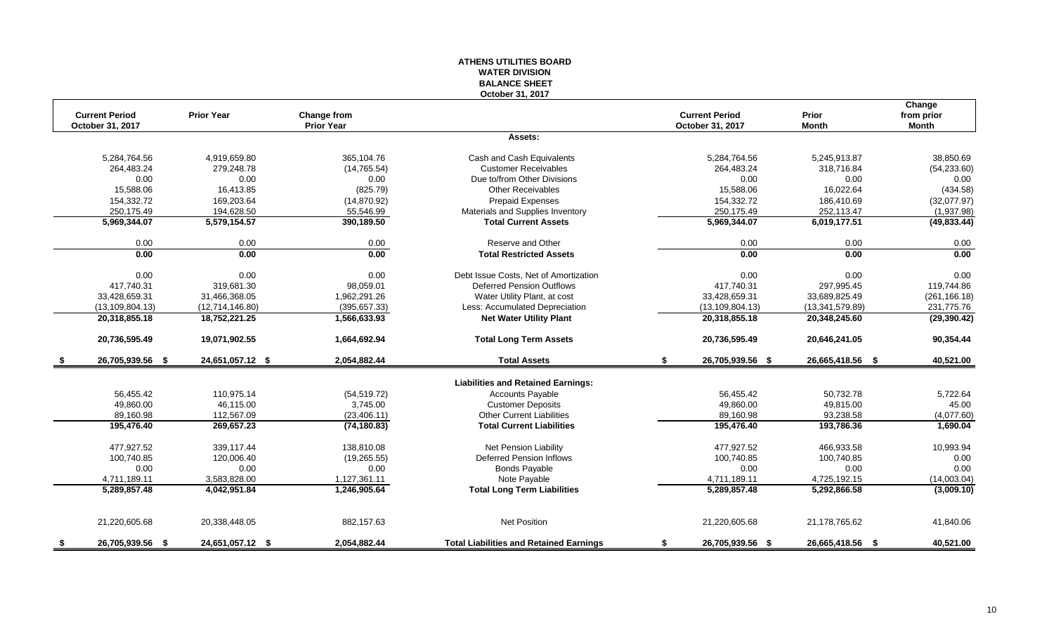# ATHENS UTILITIES BOARD
## WATER DIVISION
## BALANCE SHEET
### October 31, 2017

| Current Period October 31, 2017 | Prior Year | Change from Prior Year | | Current Period October 31, 2017 | Prior Month | Change from prior Month |
|---|---|---|---|---|---|---|
| | | | **Assets:** | | | |
| 5,284,764.56 | 4,919,659.80 | 365,104.76 | Cash and Cash Equivalents | 5,284,764.56 | 5,245,913.87 | 38,850.69 |
| 264,483.24 | 279,248.78 | (14,765.54) | Customer Receivables | 264,483.24 | 318,716.84 | (54,233.60) |
| 0.00 | 0.00 | 0.00 | Due to/from Other Divisions | 0.00 | 0.00 | 0.00 |
| 15,588.06 | 16,413.85 | (825.79) | Other Receivables | 15,588.06 | 16,022.64 | (434.58) |
| 154,332.72 | 169,203.64 | (14,870.92) | Prepaid Expenses | 154,332.72 | 186,410.69 | (32,077.97) |
| 250,175.49 | 194,628.50 | 55,546.99 | Materials and Supplies Inventory | 250,175.49 | 252,113.47 | (1,937.98) |
| **5,969,344.07** | **5,579,154.57** | **390,189.50** | **Total Current Assets** | **5,969,344.07** | **6,019,177.51** | **(49,833.44)** |
| 0.00 | 0.00 | 0.00 | Reserve and Other | 0.00 | 0.00 | 0.00 |
| **0.00** | **0.00** | **0.00** | **Total Restricted Assets** | **0.00** | **0.00** | **0.00** |
| 0.00 | 0.00 | 0.00 | Debt Issue Costs, Net of Amortization | 0.00 | 0.00 | 0.00 |
| 417,740.31 | 319,681.30 | 98,059.01 | Deferred Pension Outflows | 417,740.31 | 297,995.45 | 119,744.86 |
| 33,428,659.31 | 31,466,368.05 | 1,962,291.26 | Water Utility Plant, at cost | 33,428,659.31 | 33,689,825.49 | (261,166.18) |
| (13,109,804.13) | (12,714,146.80) | (395,657.33) | Less: Accumulated Depreciation | (13,109,804.13) | (13,341,579.89) | 231,775.76 |
| **20,318,855.18** | **18,752,221.25** | **1,566,633.93** | **Net Water Utility Plant** | **20,318,855.18** | **20,348,245.60** | **(29,390.42)** |
| **20,736,595.49** | **19,071,902.55** | **1,664,692.94** | **Total Long Term Assets** | **20,736,595.49** | **20,646,241.05** | **90,354.44** |
| **$ 26,705,939.56** | **$ 24,651,057.12** | **$ 2,054,882.44** | **Total Assets** | **$ 26,705,939.56** | **$ 26,665,418.56** | **$ 40,521.00** |
| | | | **Liabilities and Retained Earnings:** | | | |
| 56,455.42 | 110,975.14 | (54,519.72) | Accounts Payable | 56,455.42 | 50,732.78 | 5,722.64 |
| 49,860.00 | 46,115.00 | 3,745.00 | Customer Deposits | 49,860.00 | 49,815.00 | 45.00 |
| 89,160.98 | 112,567.09 | (23,406.11) | Other Current Liabilities | 89,160.98 | 93,238.58 | (4,077.60) |
| **195,476.40** | **269,657.23** | **(74,180.83)** | **Total Current Liabilities** | **195,476.40** | **193,786.36** | **1,690.04** |
| 477,927.52 | 339,117.44 | 138,810.08 | Net Pension Liability | 477,927.52 | 466,933.58 | 10,993.94 |
| 100,740.85 | 120,006.40 | (19,265.55) | Deferred Pension Inflows | 100,740.85 | 100,740.85 | 0.00 |
| 0.00 | 0.00 | 0.00 | Bonds Payable | 0.00 | 0.00 | 0.00 |
| 4,711,189.11 | 3,583,828.00 | 1,127,361.11 | Note Payable | 4,711,189.11 | 4,725,192.15 | (14,003.04) |
| **5,289,857.48** | **4,042,951.84** | **1,246,905.64** | **Total Long Term Liabilities** | **5,289,857.48** | **5,292,866.58** | **(3,009.10)** |
| 21,220,605.68 | 20,338,448.05 | 882,157.63 | Net Position | 21,220,605.68 | 21,178,765.62 | 41,840.06 |
| **$ 26,705,939.56** | **$ 24,651,057.12** | **$ 2,054,882.44** | **Total Liabilities and Retained Earnings** | **$ 26,705,939.56** | **$ 26,665,418.56** | **$ 40,521.00** |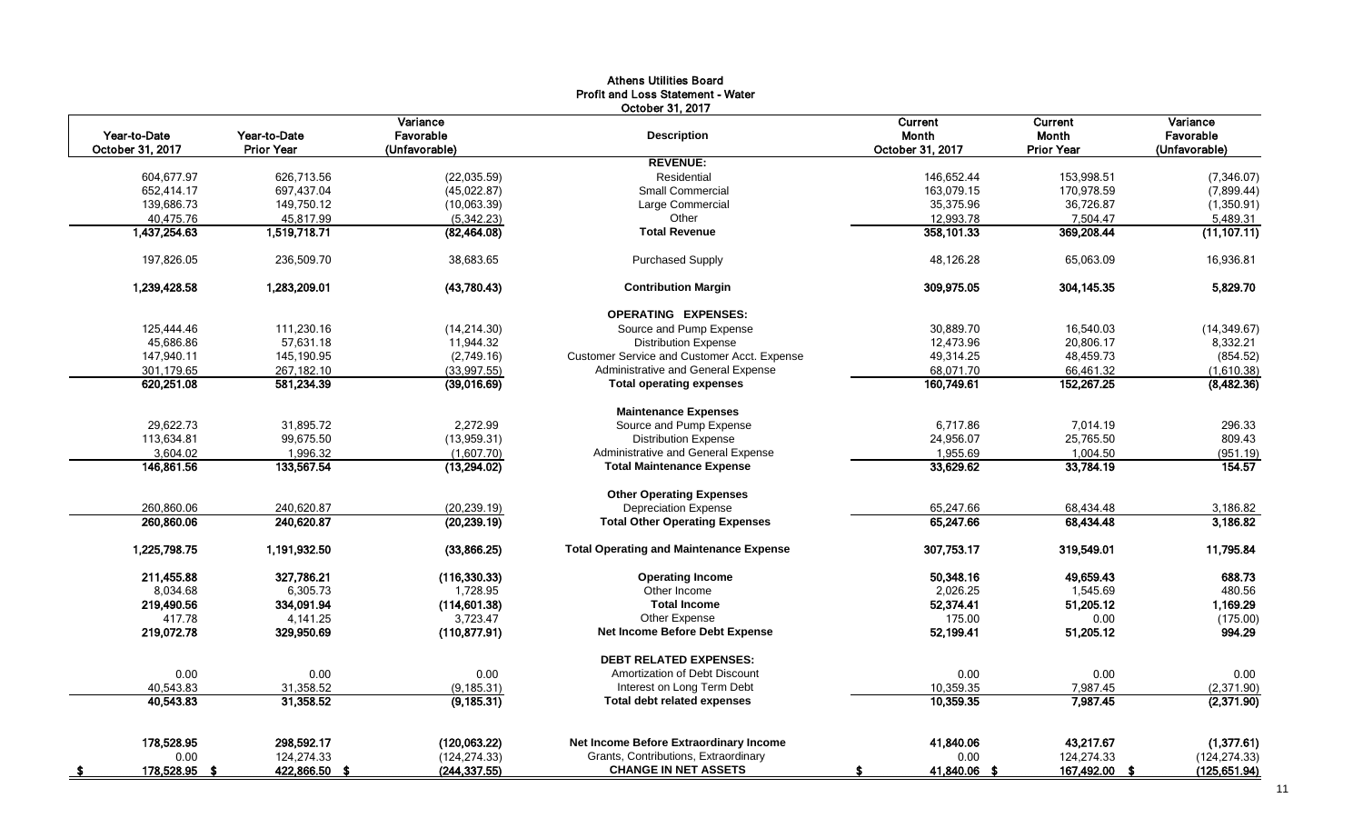# Athens Utilities Board
## Profit and Loss Statement - Water
### October 31, 2017

| Year-to-Date October 31, 2017 | Year-to-Date Prior Year | Variance Favorable (Unfavorable) | Description | Current Month October 31, 2017 | Current Month Prior Year | Variance Favorable (Unfavorable) |
|---|---|---|---|---|---|---|
| | | | **REVENUE:** | | | |
| 604,677.97 | 626,713.56 | (22,035.59) | Residential | 146,652.44 | 153,998.51 | (7,346.07) |
| 652,414.17 | 697,437.04 | (45,022.87) | Small Commercial | 163,079.15 | 170,978.59 | (7,899.44) |
| 139,686.73 | 149,750.12 | (10,063.39) | Large Commercial | 35,375.96 | 36,726.87 | (1,350.91) |
| 40,475.76 | 45,817.99 | (5,342.23) | Other | 12,993.78 | 7,504.47 | 5,489.31 |
| **1,437,254.63** | **1,519,718.71** | **(82,464.08)** | **Total Revenue** | **358,101.33** | **369,208.44** | **(11,107.11)** |
| 197,826.05 | 236,509.70 | 38,683.65 | Purchased Supply | 48,126.28 | 65,063.09 | 16,936.81 |
| **1,239,428.58** | **1,283,209.01** | **(43,780.43)** | **Contribution Margin** | **309,975.05** | **304,145.35** | **5,829.70** |
| | | | **OPERATING EXPENSES:** | | | |
| 125,444.46 | 111,230.16 | (14,214.30) | Source and Pump Expense | 30,889.70 | 16,540.03 | (14,349.67) |
| 45,686.86 | 57,631.18 | 11,944.32 | Distribution Expense | 12,473.96 | 20,806.17 | 8,332.21 |
| 147,940.11 | 145,190.95 | (2,749.16) | Customer Service and Customer Acct. Expense | 49,314.25 | 48,459.73 | (854.52) |
| 301,179.65 | 267,182.10 | (33,997.55) | Administrative and General Expense | 68,071.70 | 66,461.32 | (1,610.38) |
| **620,251.08** | **581,234.39** | **(39,016.69)** | **Total operating expenses** | **160,749.61** | **152,267.25** | **(8,482.36)** |
| | | | **Maintenance Expenses** | | | |
| 29,622.73 | 31,895.72 | 2,272.99 | Source and Pump Expense | 6,717.86 | 7,014.19 | 296.33 |
| 113,634.81 | 99,675.50 | (13,959.31) | Distribution Expense | 24,956.07 | 25,765.50 | 809.43 |
| 3,604.02 | 1,996.32 | (1,607.70) | Administrative and General Expense | 1,955.69 | 1,004.50 | (951.19) |
| **146,861.56** | **133,567.54** | **(13,294.02)** | **Total Maintenance Expense** | **33,629.62** | **33,784.19** | **154.57** |
| | | | **Other Operating Expenses** | | | |
| 260,860.06 | 240,620.87 | (20,239.19) | Depreciation Expense | 65,247.66 | 68,434.48 | 3,186.82 |
| **260,860.06** | **240,620.87** | **(20,239.19)** | **Total Other Operating Expenses** | **65,247.66** | **68,434.48** | **3,186.82** |
| **1,225,798.75** | **1,191,932.50** | **(33,866.25)** | **Total Operating and Maintenance Expense** | **307,753.17** | **319,549.01** | **11,795.84** |
| **211,455.88** | **327,786.21** | **(116,330.33)** | **Operating Income** | **50,348.16** | **49,659.43** | **688.73** |
| 8,034.68 | 6,305.73 | 1,728.95 | Other Income | 2,026.25 | 1,545.69 | 480.56 |
| **219,490.56** | **334,091.94** | **(114,601.38)** | **Total Income** | **52,374.41** | **51,205.12** | **1,169.29** |
| 417.78 | 4,141.25 | 3,723.47 | Other Expense | 175.00 | 0.00 | (175.00) |
| **219,072.78** | **329,950.69** | **(110,877.91)** | **Net Income Before Debt Expense** | **52,199.41** | **51,205.12** | **994.29** |
| | | | **DEBT RELATED EXPENSES:** | | | |
| 0.00 | 0.00 | 0.00 | Amortization of Debt Discount | 0.00 | 0.00 | 0.00 |
| 40,543.83 | 31,358.52 | (9,185.31) | Interest on Long Term Debt | 10,359.35 | 7,987.45 | (2,371.90) |
| **40,543.83** | **31,358.52** | **(9,185.31)** | **Total debt related expenses** | **10,359.35** | **7,987.45** | **(2,371.90)** |
| **178,528.95** | **298,592.17** | **(120,063.22)** | **Net Income Before Extraordinary Income** | **41,840.06** | **43,217.67** | **(1,377.61)** |
| 0.00 | 124,274.33 | (124,274.33) | Grants, Contributions, Extraordinary | 0.00 | 124,274.33 | (124,274.33) |
| $ 178,528.95 | $ 422,866.50 | $ (244,337.55) | **CHANGE IN NET ASSETS** | $ 41,840.06 | $ 167,492.00 | $ (125,651.94) |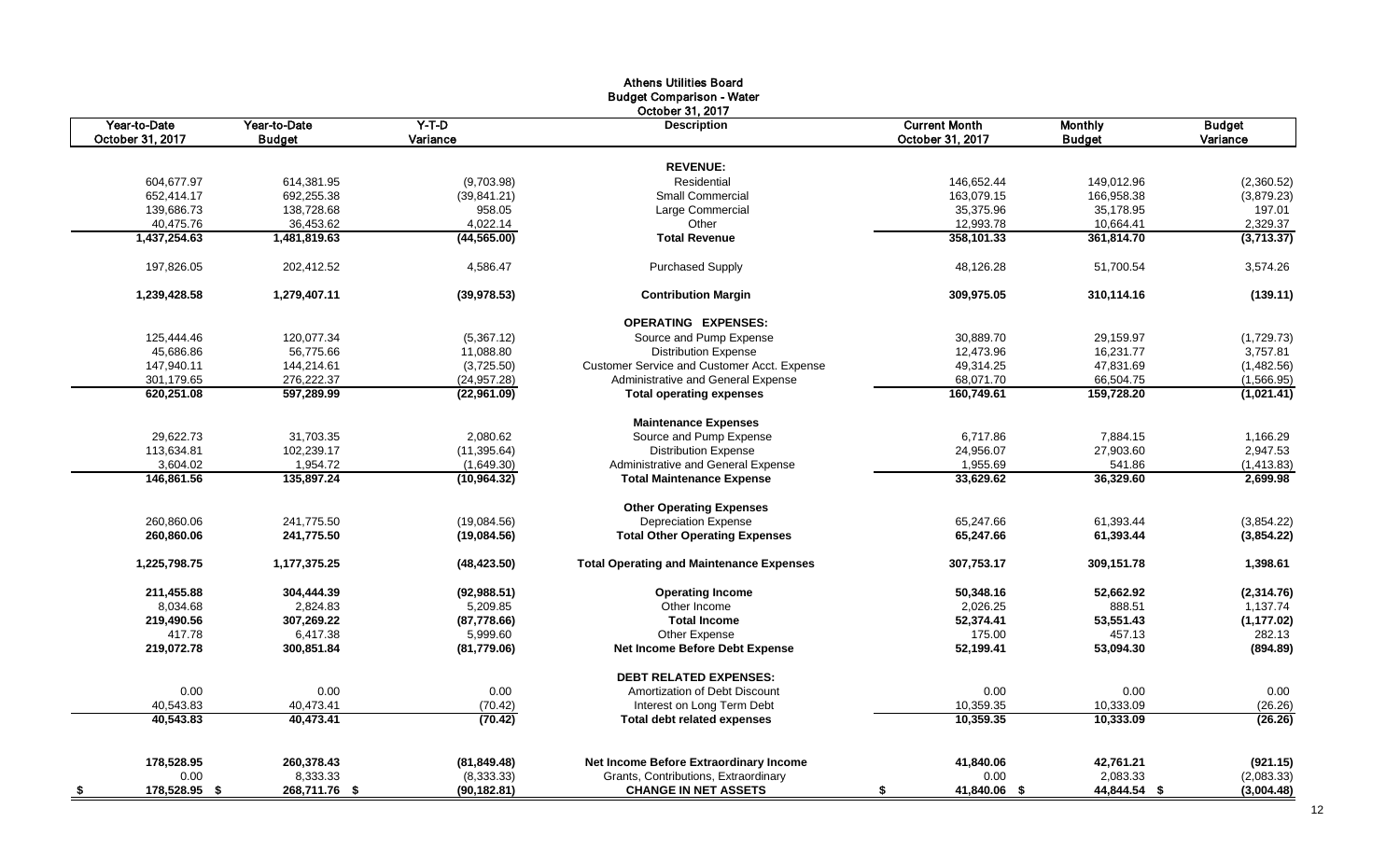# Athens Utilities Board

## Budget Comparison - Water

### October 31, 2017

| Year-to-Date October 31, 2017 | Year-to-Date Budget | Y-T-D Variance | Description | Current Month October 31, 2017 | Monthly Budget | Budget Variance |
|---|---|---|---|---|---|---|
| | | | **REVENUE:** | | | |
| 604,677.97 | 614,381.95 | (9,703.98) | Residential | 146,652.44 | 149,012.96 | (2,360.52) |
| 652,414.17 | 692,255.38 | (39,841.21) | Small Commercial | 163,079.15 | 166,958.38 | (3,879.23) |
| 139,686.73 | 138,728.68 | 958.05 | Large Commercial | 35,375.96 | 35,178.95 | 197.01 |
| 40,475.76 | 36,453.62 | 4,022.14 | Other | 12,993.78 | 10,664.41 | 2,329.37 |
| **1,437,254.63** | **1,481,819.63** | **(44,565.00)** | **Total Revenue** | **358,101.33** | **361,814.70** | **(3,713.37)** |
| 197,826.05 | 202,412.52 | 4,586.47 | Purchased Supply | 48,126.28 | 51,700.54 | 3,574.26 |
| **1,239,428.58** | **1,279,407.11** | **(39,978.53)** | **Contribution Margin** | **309,975.05** | **310,114.16** | **(139.11)** |
| | | | **OPERATING EXPENSES:** | | | |
| 125,444.46 | 120,077.34 | (5,367.12) | Source and Pump Expense | 30,889.70 | 29,159.97 | (1,729.73) |
| 45,686.86 | 56,775.66 | 11,088.80 | Distribution Expense | 12,473.96 | 16,231.77 | 3,757.81 |
| 147,940.11 | 144,214.61 | (3,725.50) | Customer Service and Customer Acct. Expense | 49,314.25 | 47,831.69 | (1,482.56) |
| 301,179.65 | 276,222.37 | (24,957.28) | Administrative and General Expense | 68,071.70 | 66,504.75 | (1,566.95) |
| **620,251.08** | **597,289.99** | **(22,961.09)** | **Total operating expenses** | **160,749.61** | **159,728.20** | **(1,021.41)** |
| | | | **Maintenance Expenses** | | | |
| 29,622.73 | 31,703.35 | 2,080.62 | Source and Pump Expense | 6,717.86 | 7,884.15 | 1,166.29 |
| 113,634.81 | 102,239.17 | (11,395.64) | Distribution Expense | 24,956.07 | 27,903.60 | 2,947.53 |
| 3,604.02 | 1,954.72 | (1,649.30) | Administrative and General Expense | 1,955.69 | 541.86 | (1,413.83) |
| **146,861.56** | **135,897.24** | **(10,964.32)** | **Total Maintenance Expense** | **33,629.62** | **36,329.60** | **2,699.98** |
| | | | **Other Operating Expenses** | | | |
| 260,860.06 | 241,775.50 | (19,084.56) | Depreciation Expense | 65,247.66 | 61,393.44 | (3,854.22) |
| **260,860.06** | **241,775.50** | **(19,084.56)** | **Total Other Operating Expenses** | **65,247.66** | **61,393.44** | **(3,854.22)** |
| **1,225,798.75** | **1,177,375.25** | **(48,423.50)** | **Total Operating and Maintenance Expenses** | **307,753.17** | **309,151.78** | **1,398.61** |
| **211,455.88** | **304,444.39** | **(92,988.51)** | **Operating Income** | **50,348.16** | **52,662.92** | **(2,314.76)** |
| 8,034.68 | 2,824.83 | 5,209.85 | Other Income | 2,026.25 | 888.51 | 1,137.74 |
| **219,490.56** | **307,269.22** | **(87,778.66)** | **Total Income** | **52,374.41** | **53,551.43** | **(1,177.02)** |
| 417.78 | 6,417.38 | 5,999.60 | Other Expense | 175.00 | 457.13 | 282.13 |
| **219,072.78** | **300,851.84** | **(81,779.06)** | **Net Income Before Debt Expense** | **52,199.41** | **53,094.30** | **(894.89)** |
| | | | **DEBT RELATED EXPENSES:** | | | |
| 0.00 | 0.00 | 0.00 | Amortization of Debt Discount | 0.00 | 0.00 | 0.00 |
| 40,543.83 | 40,473.41 | (70.42) | Interest on Long Term Debt | 10,359.35 | 10,333.09 | (26.26) |
| **40,543.83** | **40,473.41** | **(70.42)** | **Total debt related expenses** | **10,359.35** | **10,333.09** | **(26.26)** |
| **178,528.95** | **260,378.43** | **(81,849.48)** | **Net Income Before Extraordinary Income** | **41,840.06** | **42,761.21** | **(921.15)** |
| 0.00 | 8,333.33 | (8,333.33) | Grants, Contributions, Extraordinary | 0.00 | 2,083.33 | (2,083.33) |
| **$ 178,528.95** | **$ 268,711.76** | **$ (90,182.81)** | **CHANGE IN NET ASSETS** | **$ 41,840.06** | **$ 44,844.54** | **$ (3,004.48)** |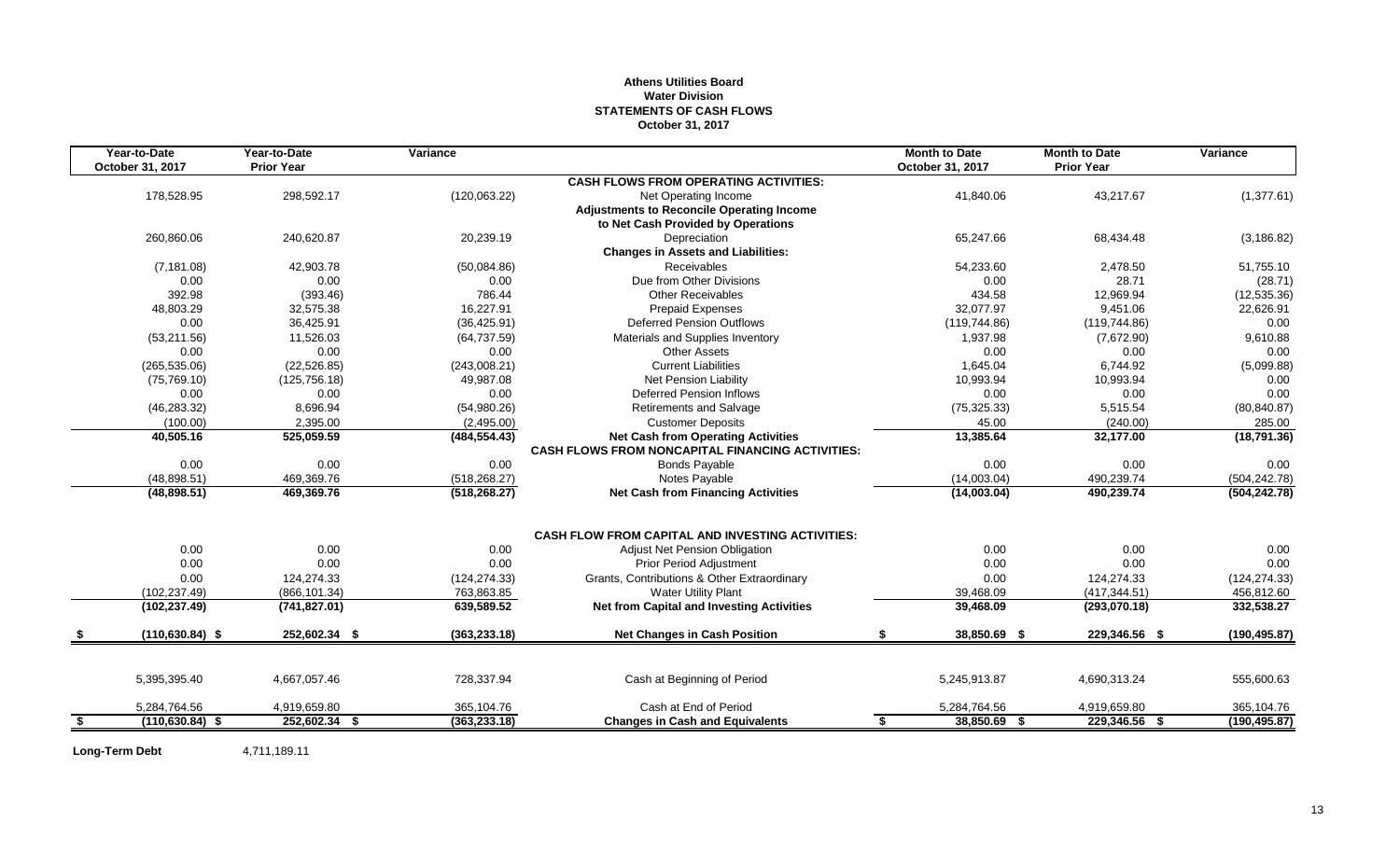# Athens Utilities Board
## Water Division
## STATEMENTS OF CASH FLOWS
### October 31, 2017

| Year-to-Date October 31, 2017 | Year-to-Date Prior Year | Variance | | Month to Date October 31, 2017 | Month to Date Prior Year | Variance |
|---|---|---|---|---|---|---|
| | | | **CASH FLOWS FROM OPERATING ACTIVITIES:** | | | |
| 178,528.95 | 298,592.17 | (120,063.22) | Net Operating Income | 41,840.06 | 43,217.67 | (1,377.61) |
| | | | **Adjustments to Reconcile Operating Income to Net Cash Provided by Operations** | | | |
| 260,860.06 | 240,620.87 | 20,239.19 | Depreciation | 65,247.66 | 68,434.48 | (3,186.82) |
| | | | **Changes in Assets and Liabilities:** | | | |
| (7,181.08) | 42,903.78 | (50,084.86) | Receivables | 54,233.60 | 2,478.50 | 51,755.10 |
| 0.00 | 0.00 | 0.00 | Due from Other Divisions | 0.00 | 28.71 | (28.71) |
| 392.98 | (393.46) | 786.44 | Other Receivables | 434.58 | 12,969.94 | (12,535.36) |
| 48,803.29 | 32,575.38 | 16,227.91 | Prepaid Expenses | 32,077.97 | 9,451.06 | 22,626.91 |
| 0.00 | 36,425.91 | (36,425.91) | Deferred Pension Outflows | (119,744.86) | (119,744.86) | 0.00 |
| (53,211.56) | 11,526.03 | (64,737.59) | Materials and Supplies Inventory | 1,937.98 | (7,672.90) | 9,610.88 |
| 0.00 | 0.00 | 0.00 | Other Assets | 0.00 | 0.00 | 0.00 |
| (265,535.06) | (22,526.85) | (243,008.21) | Current Liabilities | 1,645.04 | 6,744.92 | (5,099.88) |
| (75,769.10) | (125,756.18) | 49,987.08 | Net Pension Liability | 10,993.94 | 10,993.94 | 0.00 |
| 0.00 | 0.00 | 0.00 | Deferred Pension Inflows | 0.00 | 0.00 | 0.00 |
| (46,283.32) | 8,696.94 | (54,980.26) | Retirements and Salvage | (75,325.33) | 5,515.54 | (80,840.87) |
| (100.00) | 2,395.00 | (2,495.00) | Customer Deposits | 45.00 | (240.00) | 285.00 |
| **40,505.16** | **525,059.59** | **(484,554.43)** | **Net Cash from Operating Activities** | **13,385.64** | **32,177.00** | **(18,791.36)** |
| | | | **CASH FLOWS FROM NONCAPITAL FINANCING ACTIVITIES:** | | | |
| 0.00 | 0.00 | 0.00 | Bonds Payable | 0.00 | 0.00 | 0.00 |
| (48,898.51) | 469,369.76 | (518,268.27) | Notes Payable | (14,003.04) | 490,239.74 | (504,242.78) |
| **(48,898.51)** | **469,369.76** | **(518,268.27)** | **Net Cash from Financing Activities** | **(14,003.04)** | **490,239.74** | **(504,242.78)** |
| | | | **CASH FLOW FROM CAPITAL AND INVESTING ACTIVITIES:** | | | |
| 0.00 | 0.00 | 0.00 | Adjust Net Pension Obligation | 0.00 | 0.00 | 0.00 |
| 0.00 | 0.00 | 0.00 | Prior Period Adjustment | 0.00 | 0.00 | 0.00 |
| 0.00 | 124,274.33 | (124,274.33) | Grants, Contributions & Other Extraordinary | 0.00 | 124,274.33 | (124,274.33) |
| (102,237.49) | (866,101.34) | 763,863.85 | Water Utility Plant | 39,468.09 | (417,344.51) | 456,812.60 |
| **(102,237.49)** | **(741,827.01)** | **639,589.52** | **Net from Capital and Investing Activities** | **39,468.09** | **(293,070.18)** | **332,538.27** |
| **$ (110,630.84)** | **$ 252,602.34** | **$ (363,233.18)** | **Net Changes in Cash Position** | **$ 38,850.69** | **$ 229,346.56** | **$ (190,495.87)** |
| 5,395,395.40 | 4,667,057.46 | 728,337.94 | Cash at Beginning of Period | 5,245,913.87 | 4,690,313.24 | 555,600.63 |
| 5,284,764.56 | 4,919,659.80 | 365,104.76 | Cash at End of Period | 5,284,764.56 | 4,919,659.80 | 365,104.76 |
| **$ (110,630.84)** | **$ 252,602.34** | **$ (363,233.18)** | **Changes in Cash and Equivalents** | **$ 38,850.69** | **$ 229,346.56** | **$ (190,495.87)** |

**Long-Term Debt** 4,711,189.11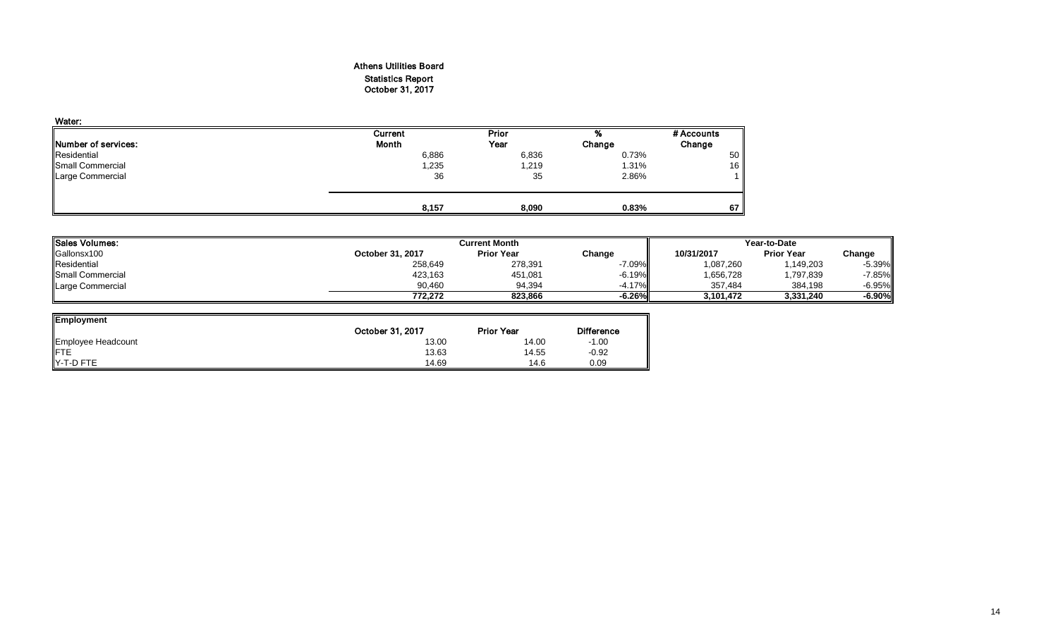# Athens Utilities Board
## Statistics Report
## October 31, 2017

**Water:**

| Number of services: | Current Month | Prior Year | % Change | # Accounts Change |
|---|---|---|---|---|
| Residential | 6,886 | 6,836 | 0.73% | 50 |
| Small Commercial | 1,235 | 1,219 | 1.31% | 16 |
| Large Commercial | 36 | 35 | 2.86% | 1 |
| | **8,157** | **8,090** | **0.83%** | **67** |

| Sales Volumes: | Current Month | | | Year-to-Date | | |
|---|---|---|---|---|---|---|
| Gallonsx100 | October 31, 2017 | Prior Year | Change | 10/31/2017 | Prior Year | Change |
| Residential | 258,649 | 278,391 | -7.09% | 1,087,260 | 1,149,203 | -5.39% |
| Small Commercial | 423,163 | 451,081 | -6.19% | 1,656,728 | 1,797,839 | -7.85% |
| Large Commercial | 90,460 | 94,394 | -4.17% | 357,484 | 384,198 | -6.95% |
| | **772,272** | **823,866** | **-6.26%** | **3,101,472** | **3,331,240** | **-6.90%** |

| Employment | October 31, 2017 | Prior Year | Difference |
|---|---|---|---|
| Employee Headcount | 13.00 | 14.00 | -1.00 |
| FTE | 13.63 | 14.55 | -0.92 |
| Y-T-D FTE | 14.69 | 14.6 | 0.09 |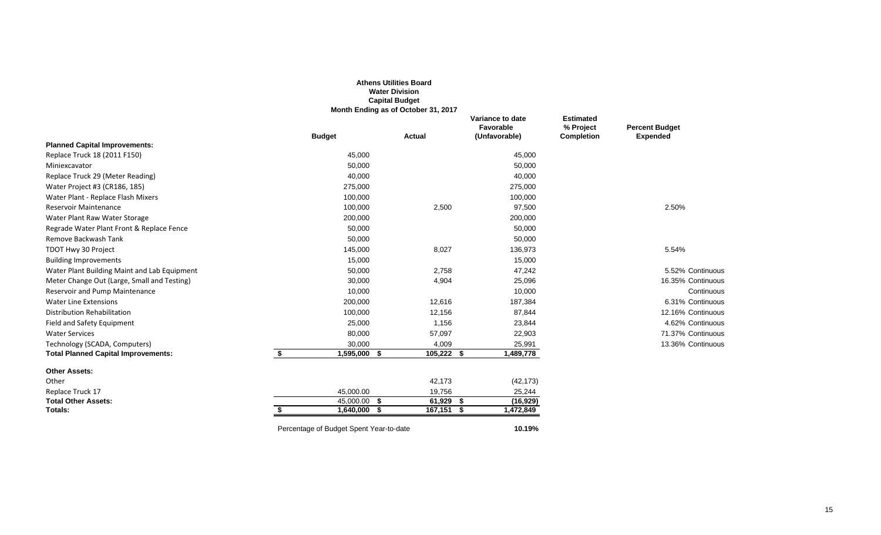**Athens Utilities Board**
**Water Division**
**Capital Budget**
**Month Ending as of October 31, 2017**

| | Budget | Actual | Variance to date Favorable (Unfavorable) | Estimated % Project Completion | Percent Budget Expended | |
|---|---|---|---|---|---|---|
| **Planned Capital Improvements:** | | | | | | |
| Replace Truck 18 (2011 F150) | 45,000 | | 45,000 | | | |
| Miniexcavator | 50,000 | | 50,000 | | | |
| Replace Truck 29 (Meter Reading) | 40,000 | | 40,000 | | | |
| Water Project #3 (CR186, 185) | 275,000 | | 275,000 | | | |
| Water Plant - Replace Flash Mixers | 100,000 | | 100,000 | | | |
| Reservoir Maintenance | 100,000 | 2,500 | 97,500 | | 2.50% | |
| Water Plant Raw Water Storage | 200,000 | | 200,000 | | | |
| Regrade Water Plant Front & Replace Fence | 50,000 | | 50,000 | | | |
| Remove Backwash Tank | 50,000 | | 50,000 | | | |
| TDOT Hwy 30 Project | 145,000 | 8,027 | 136,973 | | 5.54% | |
| Building Improvements | 15,000 | | 15,000 | | | |
| Water Plant Building Maint and Lab Equipment | 50,000 | 2,758 | 47,242 | | 5.52% | Continuous |
| Meter Change Out (Large, Small and Testing) | 30,000 | 4,904 | 25,096 | | 16.35% | Continuous |
| Reservoir and Pump Maintenance | 10,000 | | 10,000 | | | Continuous |
| Water Line Extensions | 200,000 | 12,616 | 187,384 | | 6.31% | Continuous |
| Distribution Rehabilitation | 100,000 | 12,156 | 87,844 | | 12.16% | Continuous |
| Field and Safety Equipment | 25,000 | 1,156 | 23,844 | | 4.62% | Continuous |
| Water Services | 80,000 | 57,097 | 22,903 | | 71.37% | Continuous |
| Technology (SCADA, Computers) | 30,000 | 4,009 | 25,991 | | 13.36% | Continuous |
| **Total Planned Capital Improvements:** | **$ 1,595,000** | **$ 105,222** | **$ 1,489,778** | | | |
| **Other Assets:** | | | | | | |
| Other | | 42,173 | (42,173) | | | |
| Replace Truck 17 | 45,000.00 | 19,756 | 25,244 | | | |
| **Total Other Assets:** | **45,000.00** | **$ 61,929** | **$ (16,929)** | | | |
| **Totals:** | **$ 1,640,000** | **$ 167,151** | **$ 1,472,849** | | | |
| Percentage of Budget Spent Year-to-date | | | **10.19%** | | | |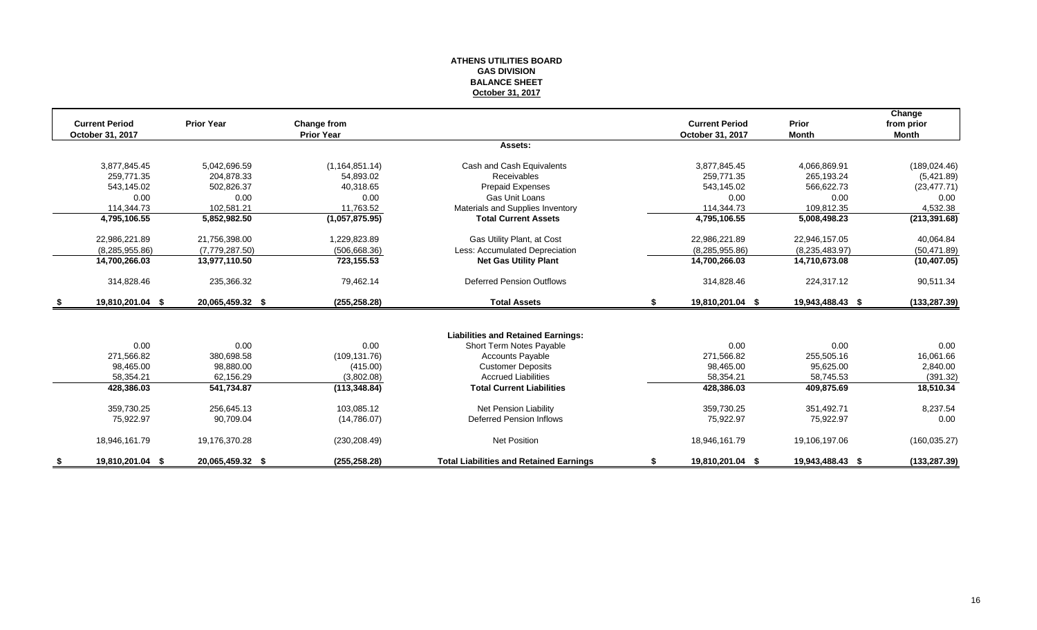# ATHENS UTILITIES BOARD
## GAS DIVISION
## BALANCE SHEET
## October 31, 2017

| Current Period October 31, 2017 | Prior Year | Change from Prior Year | | Current Period October 31, 2017 | Prior Month | Change from prior Month |
|---|---|---|---|---|---|---|
| | | | **Assets:** | | | |
| 3,877,845.45 | 5,042,696.59 | (1,164,851.14) | Cash and Cash Equivalents | 3,877,845.45 | 4,066,869.91 | (189,024.46) |
| 259,771.35 | 204,878.33 | 54,893.02 | Receivables | 259,771.35 | 265,193.24 | (5,421.89) |
| 543,145.02 | 502,826.37 | 40,318.65 | Prepaid Expenses | 543,145.02 | 566,622.73 | (23,477.71) |
| 0.00 | 0.00 | 0.00 | Gas Unit Loans | 0.00 | 0.00 | 0.00 |
| 114,344.73 | 102,581.21 | 11,763.52 | Materials and Supplies Inventory | 114,344.73 | 109,812.35 | 4,532.38 |
| **4,795,106.55** | **5,852,982.50** | **(1,057,875.95)** | **Total Current Assets** | **4,795,106.55** | **5,008,498.23** | **(213,391.68)** |
| 22,986,221.89 | 21,756,398.00 | 1,229,823.89 | Gas Utility Plant, at Cost | 22,986,221.89 | 22,946,157.05 | 40,064.84 |
| (8,285,955.86) | (7,779,287.50) | (506,668.36) | Less: Accumulated Depreciation | (8,285,955.86) | (8,235,483.97) | (50,471.89) |
| **14,700,266.03** | **13,977,110.50** | **723,155.53** | **Net Gas Utility Plant** | **14,700,266.03** | **14,710,673.08** | **(10,407.05)** |
| 314,828.46 | 235,366.32 | 79,462.14 | Deferred Pension Outflows | 314,828.46 | 224,317.12 | 90,511.34 |
| **$ 19,810,201.04** | **$ 20,065,459.32** | **$ (255,258.28)** | **Total Assets** | **$ 19,810,201.04** | **$ 19,943,488.43** | **$ (133,287.39)** |
| | | | **Liabilities and Retained Earnings:** | | | |
| 0.00 | 0.00 | 0.00 | Short Term Notes Payable | 0.00 | 0.00 | 0.00 |
| 271,566.82 | 380,698.58 | (109,131.76) | Accounts Payable | 271,566.82 | 255,505.16 | 16,061.66 |
| 98,465.00 | 98,880.00 | (415.00) | Customer Deposits | 98,465.00 | 95,625.00 | 2,840.00 |
| 58,354.21 | 62,156.29 | (3,802.08) | Accrued Liabilities | 58,354.21 | 58,745.53 | (391.32) |
| **428,386.03** | **541,734.87** | **(113,348.84)** | **Total Current Liabilities** | **428,386.03** | **409,875.69** | **18,510.34** |
| 359,730.25 | 256,645.13 | 103,085.12 | Net Pension Liability | 359,730.25 | 351,492.71 | 8,237.54 |
| 75,922.97 | 90,709.04 | (14,786.07) | Deferred Pension Inflows | 75,922.97 | 75,922.97 | 0.00 |
| 18,946,161.79 | 19,176,370.28 | (230,208.49) | Net Position | 18,946,161.79 | 19,106,197.06 | (160,035.27) |
| **$ 19,810,201.04** | **$ 20,065,459.32** | **$ (255,258.28)** | **Total Liabilities and Retained Earnings** | **$ 19,810,201.04** | **$ 19,943,488.43** | **$ (133,287.39)** |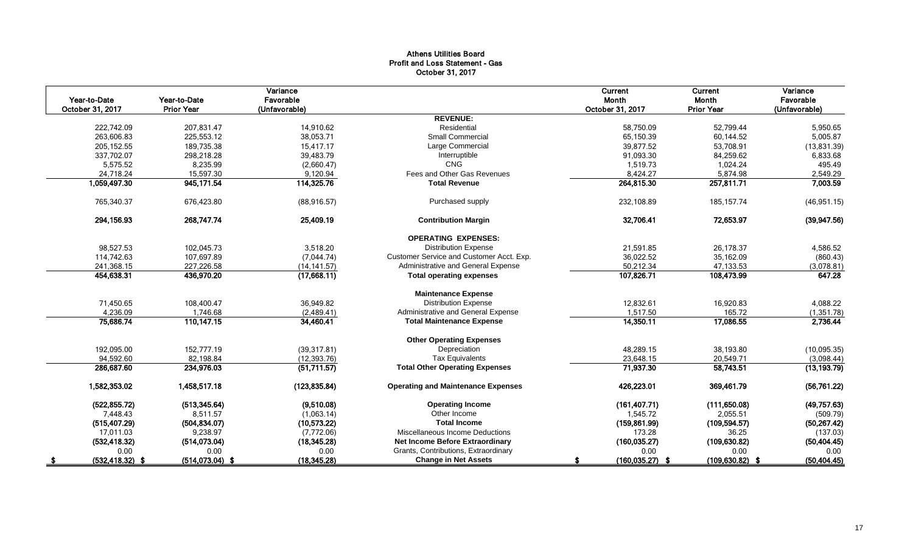# Athens Utilities Board
## Profit and Loss Statement - Gas
### October 31, 2017

| Year-to-Date October 31, 2017 | Year-to-Date Prior Year | Variance Favorable (Unfavorable) | | Current Month October 31, 2017 | Current Month Prior Year | Variance Favorable (Unfavorable) |
|---|---|---|---|---|---|---|
| | | | **REVENUE:** | | | |
| 222,742.09 | 207,831.47 | 14,910.62 | Residential | 58,750.09 | 52,799.44 | 5,950.65 |
| 263,606.83 | 225,553.12 | 38,053.71 | Small Commercial | 65,150.39 | 60,144.52 | 5,005.87 |
| 205,152.55 | 189,735.38 | 15,417.17 | Large Commercial | 39,877.52 | 53,708.91 | (13,831.39) |
| 337,702.07 | 298,218.28 | 39,483.79 | Interruptible | 91,093.30 | 84,259.62 | 6,833.68 |
| 5,575.52 | 8,235.99 | (2,660.47) | CNG | 1,519.73 | 1,024.24 | 495.49 |
| 24,718.24 | 15,597.30 | 9,120.94 | Fees and Other Gas Revenues | 8,424.27 | 5,874.98 | 2,549.29 |
| **1,059,497.30** | **945,171.54** | **114,325.76** | **Total Revenue** | **264,815.30** | **257,811.71** | **7,003.59** |
| 765,340.37 | 676,423.80 | (88,916.57) | Purchased supply | 232,108.89 | 185,157.74 | (46,951.15) |
| **294,156.93** | **268,747.74** | **25,409.19** | **Contribution Margin** | **32,706.41** | **72,653.97** | **(39,947.56)** |
| | | | **OPERATING EXPENSES:** | | | |
| 98,527.53 | 102,045.73 | 3,518.20 | Distribution Expense | 21,591.85 | 26,178.37 | 4,586.52 |
| 114,742.63 | 107,697.89 | (7,044.74) | Customer Service and Customer Acct. Exp. | 36,022.52 | 35,162.09 | (860.43) |
| 241,368.15 | 227,226.58 | (14,141.57) | Administrative and General Expense | 50,212.34 | 47,133.53 | (3,078.81) |
| **454,638.31** | **436,970.20** | **(17,668.11)** | **Total operating expenses** | **107,826.71** | **108,473.99** | **647.28** |
| | | | **Maintenance Expense** | | | |
| 71,450.65 | 108,400.47 | 36,949.82 | Distribution Expense | 12,832.61 | 16,920.83 | 4,088.22 |
| 4,236.09 | 1,746.68 | (2,489.41) | Administrative and General Expense | 1,517.50 | 165.72 | (1,351.78) |
| **75,686.74** | **110,147.15** | **34,460.41** | **Total Maintenance Expense** | **14,350.11** | **17,086.55** | **2,736.44** |
| | | | **Other Operating Expenses** | | | |
| 192,095.00 | 152,777.19 | (39,317.81) | Depreciation | 48,289.15 | 38,193.80 | (10,095.35) |
| 94,592.60 | 82,198.84 | (12,393.76) | Tax Equivalents | 23,648.15 | 20,549.71 | (3,098.44) |
| **286,687.60** | **234,976.03** | **(51,711.57)** | **Total Other Operating Expenses** | **71,937.30** | **58,743.51** | **(13,193.79)** |
| **1,582,353.02** | **1,458,517.18** | **(123,835.84)** | **Operating and Maintenance Expenses** | **426,223.01** | **369,461.79** | **(56,761.22)** |
| **(522,855.72)** | **(513,345.64)** | **(9,510.08)** | **Operating Income** | **(161,407.71)** | **(111,650.08)** | **(49,757.63)** |
| 7,448.43 | 8,511.57 | (1,063.14) | Other Income | 1,545.72 | 2,055.51 | (509.79) |
| **(515,407.29)** | **(504,834.07)** | **(10,573.22)** | **Total Income** | **(159,861.99)** | **(109,594.57)** | **(50,267.42)** |
| 17,011.03 | 9,238.97 | (7,772.06) | Miscellaneous Income Deductions | 173.28 | 36.25 | (137.03) |
| **(532,418.32)** | **(514,073.04)** | **(18,345.28)** | **Net Income Before Extraordinary** | **(160,035.27)** | **(109,630.82)** | **(50,404.45)** |
| 0.00 | 0.00 | 0.00 | Grants, Contributions, Extraordinary | 0.00 | 0.00 | 0.00 |
| **$ (532,418.32)** | **$ (514,073.04)** | **$ (18,345.28)** | **Change in Net Assets** | **$ (160,035.27)** | **$ (109,630.82)** | **$ (50,404.45)** |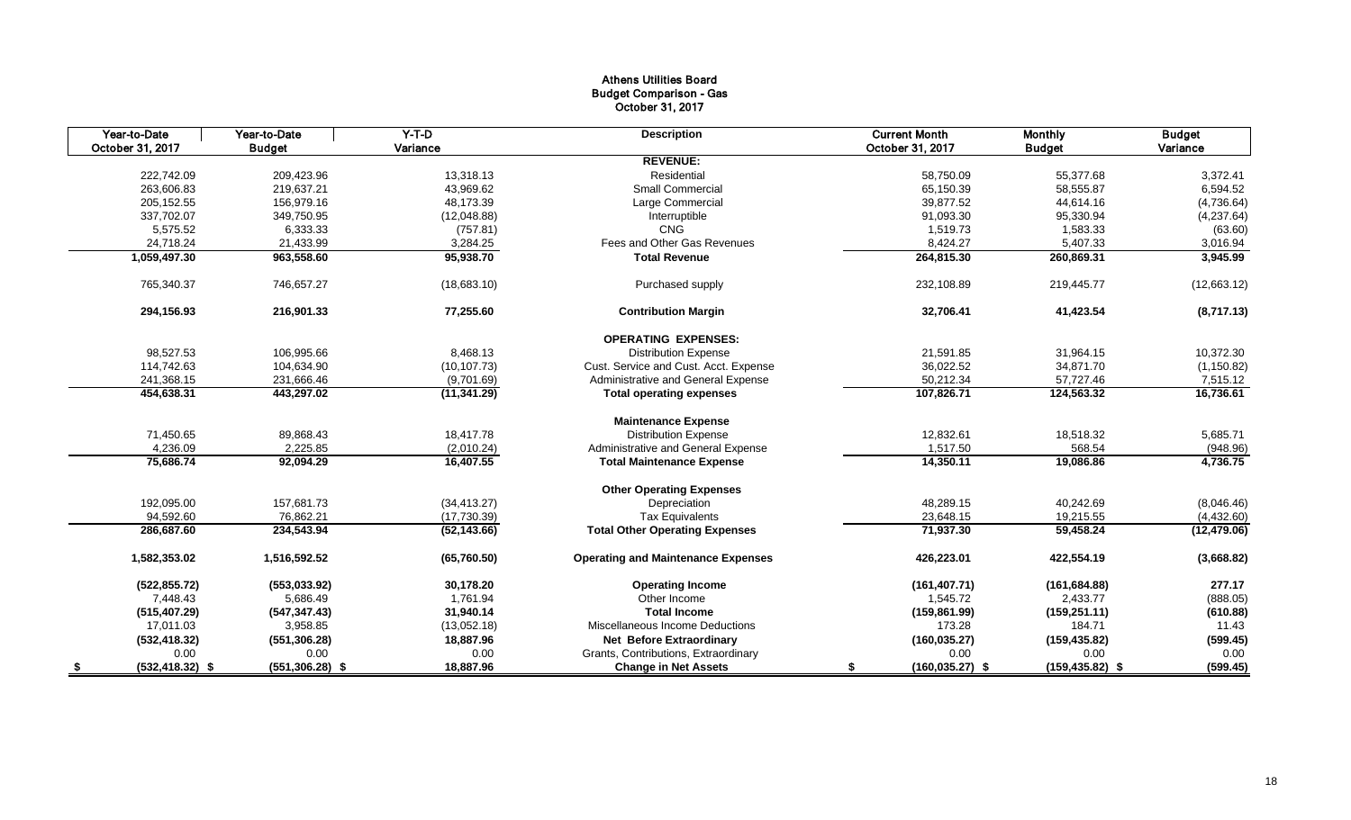# Athens Utilities Board
## Budget Comparison - Gas
### October 31, 2017

| Year-to-Date October 31, 2017 | Year-to-Date Budget | Y-T-D Variance | Description | Current Month October 31, 2017 | Monthly Budget | Budget Variance |
|---|---|---|---|---|---|---|
| | | | **REVENUE:** | | | |
| 222,742.09 | 209,423.96 | 13,318.13 | Residential | 58,750.09 | 55,377.68 | 3,372.41 |
| 263,606.83 | 219,637.21 | 43,969.62 | Small Commercial | 65,150.39 | 58,555.87 | 6,594.52 |
| 205,152.55 | 156,979.16 | 48,173.39 | Large Commercial | 39,877.52 | 44,614.16 | (4,736.64) |
| 337,702.07 | 349,750.95 | (12,048.88) | Interruptible | 91,093.30 | 95,330.94 | (4,237.64) |
| 5,575.52 | 6,333.33 | (757.81) | CNG | 1,519.73 | 1,583.33 | (63.60) |
| 24,718.24 | 21,433.99 | 3,284.25 | Fees and Other Gas Revenues | 8,424.27 | 5,407.33 | 3,016.94 |
| **1,059,497.30** | **963,558.60** | **95,938.70** | **Total Revenue** | **264,815.30** | **260,869.31** | **3,945.99** |
| 765,340.37 | 746,657.27 | (18,683.10) | Purchased supply | 232,108.89 | 219,445.77 | (12,663.12) |
| **294,156.93** | **216,901.33** | **77,255.60** | **Contribution Margin** | **32,706.41** | **41,423.54** | **(8,717.13)** |
| | | | **OPERATING EXPENSES:** | | | |
| 98,527.53 | 106,995.66 | 8,468.13 | Distribution Expense | 21,591.85 | 31,964.15 | 10,372.30 |
| 114,742.63 | 104,634.90 | (10,107.73) | Cust. Service and Cust. Acct. Expense | 36,022.52 | 34,871.70 | (1,150.82) |
| 241,368.15 | 231,666.46 | (9,701.69) | Administrative and General Expense | 50,212.34 | 57,727.46 | 7,515.12 |
| **454,638.31** | **443,297.02** | **(11,341.29)** | **Total operating expenses** | **107,826.71** | **124,563.32** | **16,736.61** |
| | | | **Maintenance Expense** | | | |
| 71,450.65 | 89,868.43 | 18,417.78 | Distribution Expense | 12,832.61 | 18,518.32 | 5,685.71 |
| 4,236.09 | 2,225.85 | (2,010.24) | Administrative and General Expense | 1,517.50 | 568.54 | (948.96) |
| **75,686.74** | **92,094.29** | **16,407.55** | **Total Maintenance Expense** | **14,350.11** | **19,086.86** | **4,736.75** |
| | | | **Other Operating Expenses** | | | |
| 192,095.00 | 157,681.73 | (34,413.27) | Depreciation | 48,289.15 | 40,242.69 | (8,046.46) |
| 94,592.60 | 76,862.21 | (17,730.39) | Tax Equivalents | 23,648.15 | 19,215.55 | (4,432.60) |
| **286,687.60** | **234,543.94** | **(52,143.66)** | **Total Other Operating Expenses** | **71,937.30** | **59,458.24** | **(12,479.06)** |
| **1,582,353.02** | **1,516,592.52** | **(65,760.50)** | **Operating and Maintenance Expenses** | **426,223.01** | **422,554.19** | **(3,668.82)** |
| **(522,855.72)** | **(553,033.92)** | **30,178.20** | **Operating Income** | **(161,407.71)** | **(161,684.88)** | **277.17** |
| 7,448.43 | 5,686.49 | 1,761.94 | Other Income | 1,545.72 | 2,433.77 | (888.05) |
| **(515,407.29)** | **(547,347.43)** | **31,940.14** | **Total Income** | **(159,861.99)** | **(159,251.11)** | **(610.88)** |
| 17,011.03 | 3,958.85 | (13,052.18) | Miscellaneous Income Deductions | 173.28 | 184.71 | 11.43 |
| **(532,418.32)** | **(551,306.28)** | **18,887.96** | **Net Before Extraordinary** | **(160,035.27)** | **(159,435.82)** | **(599.45)** |
| 0.00 | 0.00 | 0.00 | Grants, Contributions, Extraordinary | 0.00 | 0.00 | 0.00 |
| **$ (532,418.32)** | **$ (551,306.28)** | **$ 18,887.96** | **Change in Net Assets** | **$ (160,035.27)** | **$ (159,435.82)** | **$ (599.45)** |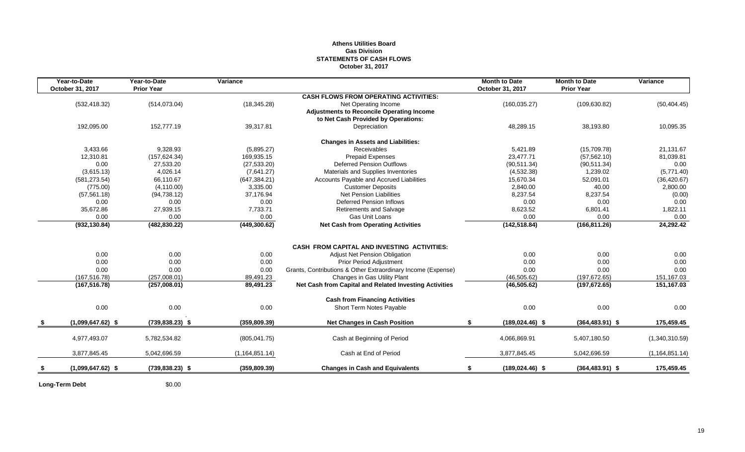# Athens Utilities Board
## Gas Division
## STATEMENTS OF CASH FLOWS
### October 31, 2017

| Year-to-Date October 31, 2017 | Year-to-Date Prior Year | Variance | | Month to Date October 31, 2017 | Month to Date Prior Year | Variance |
|---|---|---|---|---|---|---|
| | | | **CASH FLOWS FROM OPERATING ACTIVITIES:** | | | |
| (532,418.32) | (514,073.04) | (18,345.28) | Net Operating Income | (160,035.27) | (109,630.82) | (50,404.45) |
| | | | **Adjustments to Reconcile Operating Income to Net Cash Provided by Operations:** | | | |
| 192,095.00 | 152,777.19 | 39,317.81 | Depreciation | 48,289.15 | 38,193.80 | 10,095.35 |
| | | | **Changes in Assets and Liabilities:** | | | |
| 3,433.66 | 9,328.93 | (5,895.27) | Receivables | 5,421.89 | (15,709.78) | 21,131.67 |
| 12,310.81 | (157,624.34) | 169,935.15 | Prepaid Expenses | 23,477.71 | (57,562.10) | 81,039.81 |
| 0.00 | 27,533.20 | (27,533.20) | Deferred Pension Outflows | (90,511.34) | (90,511.34) | 0.00 |
| (3,615.13) | 4,026.14 | (7,641.27) | Materials and Supplies Inventories | (4,532.38) | 1,239.02 | (5,771.40) |
| (581,273.54) | 66,110.67 | (647,384.21) | Accounts Payable and Accrued Liabilities | 15,670.34 | 52,091.01 | (36,420.67) |
| (775.00) | (4,110.00) | 3,335.00 | Customer Deposits | 2,840.00 | 40.00 | 2,800.00 |
| (57,561.18) | (94,738.12) | 37,176.94 | Net Pension Liabilities | 8,237.54 | 8,237.54 | (0.00) |
| 0.00 | 0.00 | 0.00 | Deferred Pension Inflows | 0.00 | 0.00 | 0.00 |
| 35,672.86 | 27,939.15 | 7,733.71 | Retirements and Salvage | 8,623.52 | 6,801.41 | 1,822.11 |
| 0.00 | 0.00 | 0.00 | Gas Unit Loans | 0.00 | 0.00 | 0.00 |
| **(932,130.84)** | **(482,830.22)** | **(449,300.62)** | **Net Cash from Operating Activities** | **(142,518.84)** | **(166,811.26)** | **24,292.42** |
| | | | **CASH FROM CAPITAL AND INVESTING ACTIVITIES:** | | | |
| 0.00 | 0.00 | 0.00 | Adjust Net Pension Obligation | 0.00 | 0.00 | 0.00 |
| 0.00 | 0.00 | 0.00 | Prior Period Adjustment | 0.00 | 0.00 | 0.00 |
| 0.00 | 0.00 | 0.00 | Grants, Contributions & Other Extraordinary Income (Expense) | 0.00 | 0.00 | 0.00 |
| (167,516.78) | (257,008.01) | 89,491.23 | Changes in Gas Utility Plant | (46,505.62) | (197,672.65) | 151,167.03 |
| **(167,516.78)** | **(257,008.01)** | **89,491.23** | **Net Cash from Capital and Related Investing Activities** | **(46,505.62)** | **(197,672.65)** | **151,167.03** |
| | | | **Cash from Financing Activities** | | | |
| 0.00 | 0.00 | 0.00 | Short Term Notes Payable | 0.00 | 0.00 | 0.00 |
| **$ (1,099,647.62) $** | **(739,838.23) $** | **(359,809.39)** | **Net Changes in Cash Position** | **$ (189,024.46) $** | **(364,483.91) $** | **175,459.45** |
| 4,977,493.07 | 5,782,534.82 | (805,041.75) | Cash at Beginning of Period | 4,066,869.91 | 5,407,180.50 | (1,340,310.59) |
| 3,877,845.45 | 5,042,696.59 | (1,164,851.14) | Cash at End of Period | 3,877,845.45 | 5,042,696.59 | (1,164,851.14) |
| **$ (1,099,647.62) $** | **(739,838.23) $** | **(359,809.39)** | **Changes in Cash and Equivalents** | **$ (189,024.46) $** | **(364,483.91) $** | **175,459.45** |

**Long-Term Debt** $0.00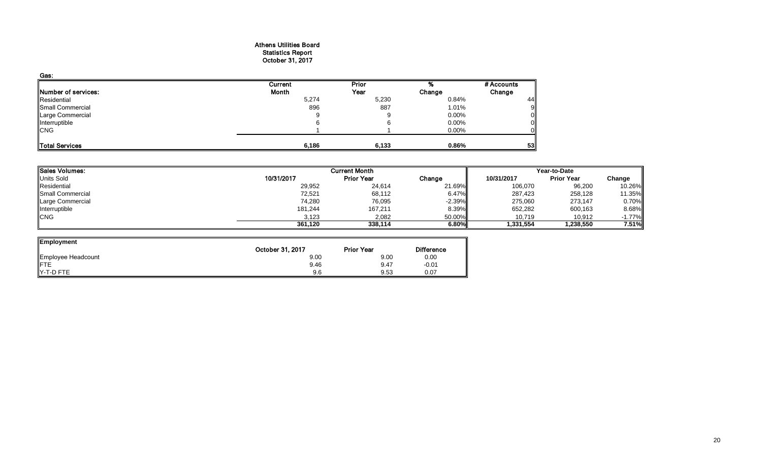**Athens Utilities Board**
**Statistics Report**
**October 31, 2017**

**Gas:**

| Number of services: | Current Month | Prior Year | % Change | # Accounts Change |
|---|---|---|---|---|
| Residential | 5,274 | 5,230 | 0.84% | 44 |
| Small Commercial | 896 | 887 | 1.01% | 9 |
| Large Commercial | 9 | 9 | 0.00% | 0 |
| Interruptible | 6 | 6 | 0.00% | 0 |
| CNG | 1 | 1 | 0.00% | 0 |
| **Total Services** | **6,186** | **6,133** | **0.86%** | **53** |

| Sales Volumes: | Current Month | | | Year-to-Date | | |
|---|---|---|---|---|---|---|
| Units Sold | 10/31/2017 | Prior Year | Change | 10/31/2017 | Prior Year | Change |
| Residential | 29,952 | 24,614 | 21.69% | 106,070 | 96,200 | 10.26% |
| Small Commercial | 72,521 | 68,112 | 6.47% | 287,423 | 258,128 | 11.35% |
| Large Commercial | 74,280 | 76,095 | -2.39% | 275,060 | 273,147 | 0.70% |
| Interruptible | 181,244 | 167,211 | 8.39% | 652,282 | 600,163 | 8.68% |
| CNG | 3,123 | 2,082 | 50.00% | 10,719 | 10,912 | -1.77% |
| | **361,120** | **338,114** | **6.80%** | **1,331,554** | **1,238,550** | **7.51%** |

| Employment | October 31, 2017 | Prior Year | Difference |
|---|---|---|---|
| Employee Headcount | 9.00 | 9.00 | 0.00 |
| FTE | 9.46 | 9.47 | -0.01 |
| Y-T-D FTE | 9.6 | 9.53 | 0.07 |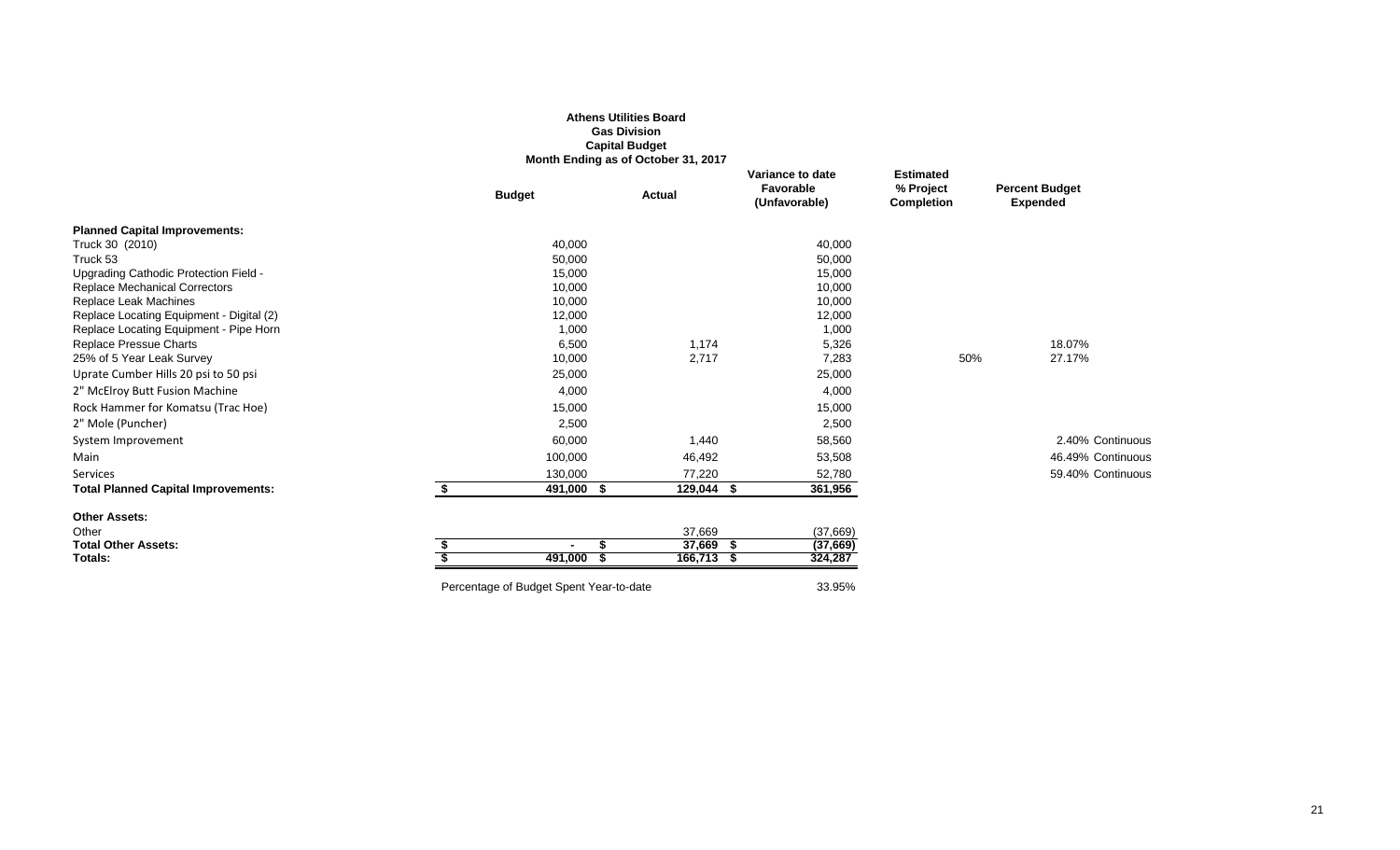**Athens Utilities Board**
**Gas Division**
**Capital Budget**
**Month Ending as of October 31, 2017**

| | Budget | Actual | Variance to date Favorable (Unfavorable) | Estimated % Project Completion | Percent Budget Expended | |
|---|---|---|---|---|---|---|
| **Planned Capital Improvements:** | | | | | | |
| Truck 30 (2010) | 40,000 | | 40,000 | | | |
| Truck 53 | 50,000 | | 50,000 | | | |
| Upgrading Cathodic Protection Field - | 15,000 | | 15,000 | | | |
| Replace Mechanical Correctors | 10,000 | | 10,000 | | | |
| Replace Leak Machines | 10,000 | | 10,000 | | | |
| Replace Locating Equipment - Digital (2) | 12,000 | | 12,000 | | | |
| Replace Locating Equipment - Pipe Horn | 1,000 | | 1,000 | | | |
| Replace Pressue Charts | 6,500 | 1,174 | 5,326 | | 18.07% | |
| 25% of 5 Year Leak Survey | 10,000 | 2,717 | 7,283 | 50% | 27.17% | |
| Uprate Cumber Hills 20 psi to 50 psi | 25,000 | | 25,000 | | | |
| 2" McElroy Butt Fusion Machine | 4,000 | | 4,000 | | | |
| Rock Hammer for Komatsu (Trac Hoe) | 15,000 | | 15,000 | | | |
| 2" Mole (Puncher) | 2,500 | | 2,500 | | | |
| System Improvement | 60,000 | 1,440 | 58,560 | | 2.40% | Continuous |
| Main | 100,000 | 46,492 | 53,508 | | 46.49% | Continuous |
| Services | 130,000 | 77,220 | 52,780 | | 59.40% | Continuous |
| **Total Planned Capital Improvements:** | **$ 491,000** | **$ 129,044** | **$ 361,956** | | | |
| **Other Assets:** | | | | | | |
| Other | | 37,669 | (37,669) | | | |
| **Total Other Assets:** | **$ -** | **$ 37,669** | **$ (37,669)** | | | |
| **Totals:** | **$ 491,000** | **$ 166,713** | **$ 324,287** | | | |

Percentage of Budget Spent Year-to-date 33.95%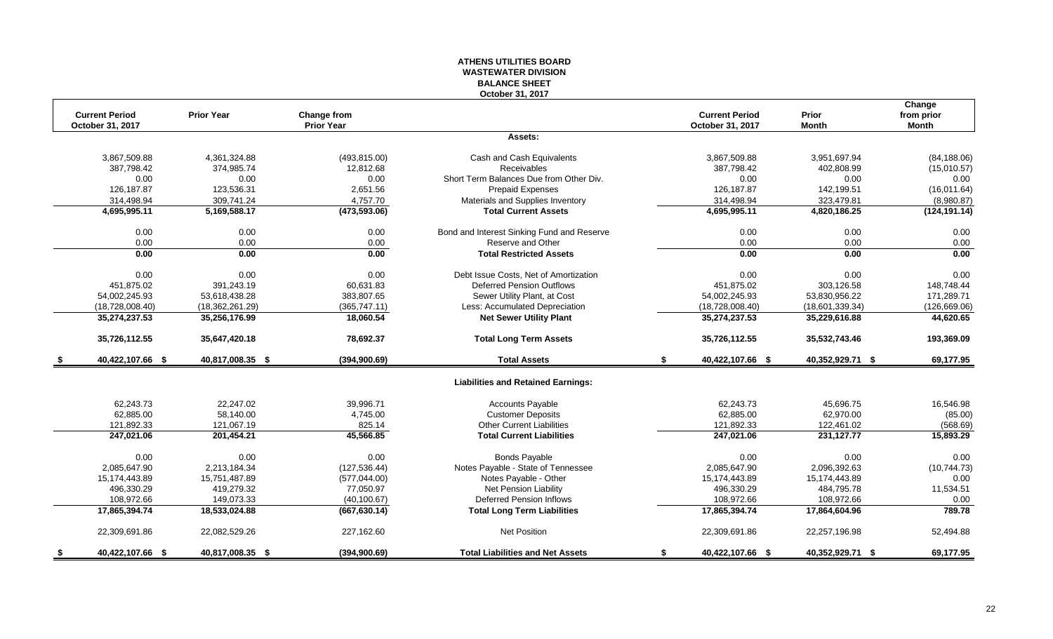# ATHENS UTILITIES BOARD
## WASTEWATER DIVISION
## BALANCE SHEET
### October 31, 2017

| Current Period October 31, 2017 | Prior Year | Change from Prior Year | | Current Period October 31, 2017 | Prior Month | Change from prior Month |
|---|---|---|---|---|---|---|
| | | | **Assets:** | | | |
| 3,867,509.88 | 4,361,324.88 | (493,815.00) | Cash and Cash Equivalents | 3,867,509.88 | 3,951,697.94 | (84,188.06) |
| 387,798.42 | 374,985.74 | 12,812.68 | Receivables | 387,798.42 | 402,808.99 | (15,010.57) |
| 0.00 | 0.00 | 0.00 | Short Term Balances Due from Other Div. | 0.00 | 0.00 | 0.00 |
| 126,187.87 | 123,536.31 | 2,651.56 | Prepaid Expenses | 126,187.87 | 142,199.51 | (16,011.64) |
| 314,498.94 | 309,741.24 | 4,757.70 | Materials and Supplies Inventory | 314,498.94 | 323,479.81 | (8,980.87) |
| **4,695,995.11** | **5,169,588.17** | **(473,593.06)** | **Total Current Assets** | **4,695,995.11** | **4,820,186.25** | **(124,191.14)** |
| 0.00 | 0.00 | 0.00 | Bond and Interest Sinking Fund and Reserve | 0.00 | 0.00 | 0.00 |
| 0.00 | 0.00 | 0.00 | Reserve and Other | 0.00 | 0.00 | 0.00 |
| **0.00** | **0.00** | **0.00** | **Total Restricted Assets** | **0.00** | **0.00** | **0.00** |
| 0.00 | 0.00 | 0.00 | Debt Issue Costs, Net of Amortization | 0.00 | 0.00 | 0.00 |
| 451,875.02 | 391,243.19 | 60,631.83 | Deferred Pension Outflows | 451,875.02 | 303,126.58 | 148,748.44 |
| 54,002,245.93 | 53,618,438.28 | 383,807.65 | Sewer Utility Plant, at Cost | 54,002,245.93 | 53,830,956.22 | 171,289.71 |
| (18,728,008.40) | (18,362,261.29) | (365,747.11) | Less: Accumulated Depreciation | (18,728,008.40) | (18,601,339.34) | (126,669.06) |
| **35,274,237.53** | **35,256,176.99** | **18,060.54** | **Net Sewer Utility Plant** | **35,274,237.53** | **35,229,616.88** | **44,620.65** |
| **35,726,112.55** | **35,647,420.18** | **78,692.37** | **Total Long Term Assets** | **35,726,112.55** | **35,532,743.46** | **193,369.09** |
| **$ 40,422,107.66** | **$ 40,817,008.35** | **$ (394,900.69)** | **Total Assets** | **$ 40,422,107.66** | **$ 40,352,929.71** | **$ 69,177.95** |
| | | | **Liabilities and Retained Earnings:** | | | |
| 62,243.73 | 22,247.02 | 39,996.71 | Accounts Payable | 62,243.73 | 45,696.75 | 16,546.98 |
| 62,885.00 | 58,140.00 | 4,745.00 | Customer Deposits | 62,885.00 | 62,970.00 | (85.00) |
| 121,892.33 | 121,067.19 | 825.14 | Other Current Liabilities | 121,892.33 | 122,461.02 | (568.69) |
| **247,021.06** | **201,454.21** | **45,566.85** | **Total Current Liabilities** | **247,021.06** | **231,127.77** | **15,893.29** |
| 0.00 | 0.00 | 0.00 | Bonds Payable | 0.00 | 0.00 | 0.00 |
| 2,085,647.90 | 2,213,184.34 | (127,536.44) | Notes Payable - State of Tennessee | 2,085,647.90 | 2,096,392.63 | (10,744.73) |
| 15,174,443.89 | 15,751,487.89 | (577,044.00) | Notes Payable - Other | 15,174,443.89 | 15,174,443.89 | 0.00 |
| 496,330.29 | 419,279.32 | 77,050.97 | Net Pension Liability | 496,330.29 | 484,795.78 | 11,534.51 |
| 108,972.66 | 149,073.33 | (40,100.67) | Deferred Pension Inflows | 108,972.66 | 108,972.66 | 0.00 |
| **17,865,394.74** | **18,533,024.88** | **(667,630.14)** | **Total Long Term Liabilities** | **17,865,394.74** | **17,864,604.96** | **789.78** |
| 22,309,691.86 | 22,082,529.26 | 227,162.60 | Net Position | 22,309,691.86 | 22,257,196.98 | 52,494.88 |
| **$ 40,422,107.66** | **$ 40,817,008.35** | **$ (394,900.69)** | **Total Liabilities and Net Assets** | **$ 40,422,107.66** | **$ 40,352,929.71** | **$ 69,177.95** |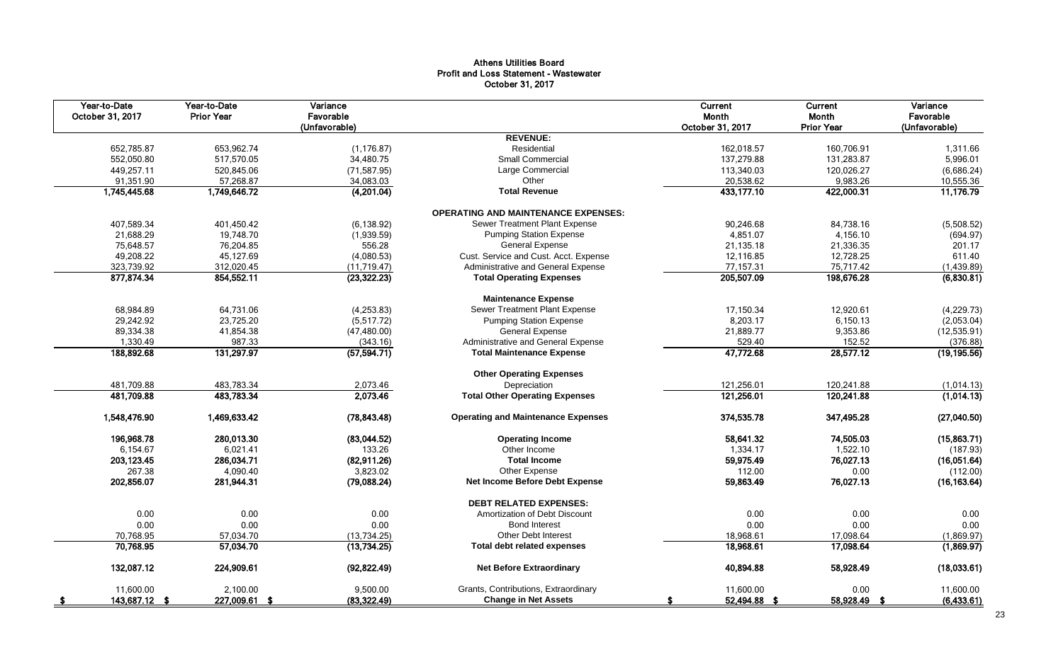# Athens Utilities Board
## Profit and Loss Statement - Wastewater
### October 31, 2017

| Year-to-Date October 31, 2017 | Year-to-Date Prior Year | Variance Favorable (Unfavorable) | | Current Month October 31, 2017 | Current Month Prior Year | Variance Favorable (Unfavorable) |
|---|---|---|---|---|---|---|
| | | | **REVENUE:** | | | |
| 652,785.87 | 653,962.74 | (1,176.87) | Residential | 162,018.57 | 160,706.91 | 1,311.66 |
| 552,050.80 | 517,570.05 | 34,480.75 | Small Commercial | 137,279.88 | 131,283.87 | 5,996.01 |
| 449,257.11 | 520,845.06 | (71,587.95) | Large Commercial | 113,340.03 | 120,026.27 | (6,686.24) |
| 91,351.90 | 57,268.87 | 34,083.03 | Other | 20,538.62 | 9,983.26 | 10,555.36 |
| **1,745,445.68** | **1,749,646.72** | **(4,201.04)** | **Total Revenue** | **433,177.10** | **422,000.31** | **11,176.79** |
| | | | **OPERATING AND MAINTENANCE EXPENSES:** | | | |
| 407,589.34 | 401,450.42 | (6,138.92) | Sewer Treatment Plant Expense | 90,246.68 | 84,738.16 | (5,508.52) |
| 21,688.29 | 19,748.70 | (1,939.59) | Pumping Station Expense | 4,851.07 | 4,156.10 | (694.97) |
| 75,648.57 | 76,204.85 | 556.28 | General Expense | 21,135.18 | 21,336.35 | 201.17 |
| 49,208.22 | 45,127.69 | (4,080.53) | Cust. Service and Cust. Acct. Expense | 12,116.85 | 12,728.25 | 611.40 |
| 323,739.92 | 312,020.45 | (11,719.47) | Administrative and General Expense | 77,157.31 | 75,717.42 | (1,439.89) |
| **877,874.34** | **854,552.11** | **(23,322.23)** | **Total Operating Expenses** | **205,507.09** | **198,676.28** | **(6,830.81)** |
| | | | **Maintenance Expense** | | | |
| 68,984.89 | 64,731.06 | (4,253.83) | Sewer Treatment Plant Expense | 17,150.34 | 12,920.61 | (4,229.73) |
| 29,242.92 | 23,725.20 | (5,517.72) | Pumping Station Expense | 8,203.17 | 6,150.13 | (2,053.04) |
| 89,334.38 | 41,854.38 | (47,480.00) | General Expense | 21,889.77 | 9,353.86 | (12,535.91) |
| 1,330.49 | 987.33 | (343.16) | Administrative and General Expense | 529.40 | 152.52 | (376.88) |
| **188,892.68** | **131,297.97** | **(57,594.71)** | **Total Maintenance Expense** | **47,772.68** | **28,577.12** | **(19,195.56)** |
| | | | **Other Operating Expenses** | | | |
| 481,709.88 | 483,783.34 | 2,073.46 | Depreciation | 121,256.01 | 120,241.88 | (1,014.13) |
| **481,709.88** | **483,783.34** | **2,073.46** | **Total Other Operating Expenses** | **121,256.01** | **120,241.88** | **(1,014.13)** |
| **1,548,476.90** | **1,469,633.42** | **(78,843.48)** | **Operating and Maintenance Expenses** | **374,535.78** | **347,495.28** | **(27,040.50)** |
| **196,968.78** | **280,013.30** | **(83,044.52)** | **Operating Income** | **58,641.32** | **74,505.03** | **(15,863.71)** |
| 6,154.67 | 6,021.41 | 133.26 | Other Income | 1,334.17 | 1,522.10 | (187.93) |
| **203,123.45** | **286,034.71** | **(82,911.26)** | **Total Income** | **59,975.49** | **76,027.13** | **(16,051.64)** |
| 267.38 | 4,090.40 | 3,823.02 | Other Expense | 112.00 | 0.00 | (112.00) |
| **202,856.07** | **281,944.31** | **(79,088.24)** | **Net Income Before Debt Expense** | **59,863.49** | **76,027.13** | **(16,163.64)** |
| | | | **DEBT RELATED EXPENSES:** | | | |
| 0.00 | 0.00 | 0.00 | Amortization of Debt Discount | 0.00 | 0.00 | 0.00 |
| 0.00 | 0.00 | 0.00 | Bond Interest | 0.00 | 0.00 | 0.00 |
| 70,768.95 | 57,034.70 | (13,734.25) | Other Debt Interest | 18,968.61 | 17,098.64 | (1,869.97) |
| **70,768.95** | **57,034.70** | **(13,734.25)** | **Total debt related expenses** | **18,968.61** | **17,098.64** | **(1,869.97)** |
| **132,087.12** | **224,909.61** | **(92,822.49)** | **Net Before Extraordinary** | **40,894.88** | **58,928.49** | **(18,033.61)** |
| 11,600.00 | 2,100.00 | 9,500.00 | Grants, Contributions, Extraordinary | 11,600.00 | 0.00 | 11,600.00 |
| **$ 143,687.12** | **$ 227,009.61** | **$ (83,322.49)** | **Change in Net Assets** | **$ 52,494.88** | **$ 58,928.49** | **$ (6,433.61)** |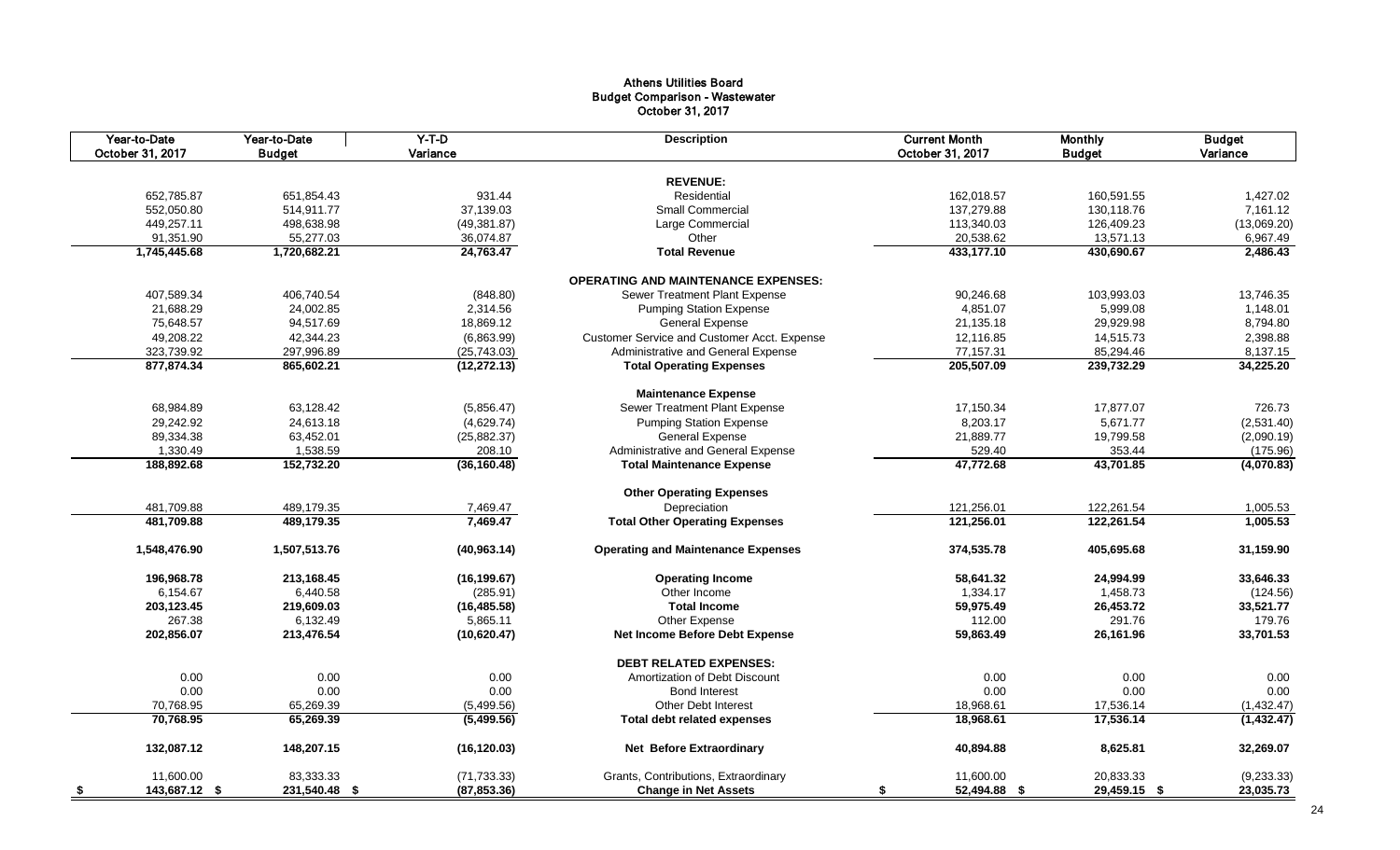# Athens Utilities Board
## Budget Comparison - Wastewater
### October 31, 2017

| Year-to-Date October 31, 2017 | Year-to-Date Budget | Y-T-D Variance | Description | Current Month October 31, 2017 | Monthly Budget | Budget Variance |
|---|---|---|---|---|---|---|
| | | | **REVENUE:** | | | |
| 652,785.87 | 651,854.43 | 931.44 | Residential | 162,018.57 | 160,591.55 | 1,427.02 |
| 552,050.80 | 514,911.77 | 37,139.03 | Small Commercial | 137,279.88 | 130,118.76 | 7,161.12 |
| 449,257.11 | 498,638.98 | (49,381.87) | Large Commercial | 113,340.03 | 126,409.23 | (13,069.20) |
| 91,351.90 | 55,277.03 | 36,074.87 | Other | 20,538.62 | 13,571.13 | 6,967.49 |
| **1,745,445.68** | **1,720,682.21** | **24,763.47** | **Total Revenue** | **433,177.10** | **430,690.67** | **2,486.43** |
| | | | **OPERATING AND MAINTENANCE EXPENSES:** | | | |
| 407,589.34 | 406,740.54 | (848.80) | Sewer Treatment Plant Expense | 90,246.68 | 103,993.03 | 13,746.35 |
| 21,688.29 | 24,002.85 | 2,314.56 | Pumping Station Expense | 4,851.07 | 5,999.08 | 1,148.01 |
| 75,648.57 | 94,517.69 | 18,869.12 | General Expense | 21,135.18 | 29,929.98 | 8,794.80 |
| 49,208.22 | 42,344.23 | (6,863.99) | Customer Service and Customer Acct. Expense | 12,116.85 | 14,515.73 | 2,398.88 |
| 323,739.92 | 297,996.89 | (25,743.03) | Administrative and General Expense | 77,157.31 | 85,294.46 | 8,137.15 |
| **877,874.34** | **865,602.21** | **(12,272.13)** | **Total Operating Expenses** | **205,507.09** | **239,732.29** | **34,225.20** |
| | | | **Maintenance Expense** | | | |
| 68,984.89 | 63,128.42 | (5,856.47) | Sewer Treatment Plant Expense | 17,150.34 | 17,877.07 | 726.73 |
| 29,242.92 | 24,613.18 | (4,629.74) | Pumping Station Expense | 8,203.17 | 5,671.77 | (2,531.40) |
| 89,334.38 | 63,452.01 | (25,882.37) | General Expense | 21,889.77 | 19,799.58 | (2,090.19) |
| 1,330.49 | 1,538.59 | 208.10 | Administrative and General Expense | 529.40 | 353.44 | (175.96) |
| **188,892.68** | **152,732.20** | **(36,160.48)** | **Total Maintenance Expense** | **47,772.68** | **43,701.85** | **(4,070.83)** |
| | | | **Other Operating Expenses** | | | |
| 481,709.88 | 489,179.35 | 7,469.47 | Depreciation | 121,256.01 | 122,261.54 | 1,005.53 |
| **481,709.88** | **489,179.35** | **7,469.47** | **Total Other Operating Expenses** | **121,256.01** | **122,261.54** | **1,005.53** |
| **1,548,476.90** | **1,507,513.76** | **(40,963.14)** | **Operating and Maintenance Expenses** | **374,535.78** | **405,695.68** | **31,159.90** |
| **196,968.78** | **213,168.45** | **(16,199.67)** | **Operating Income** | **58,641.32** | **24,994.99** | **33,646.33** |
| 6,154.67 | 6,440.58 | (285.91) | Other Income | 1,334.17 | 1,458.73 | (124.56) |
| **203,123.45** | **219,609.03** | **(16,485.58)** | **Total Income** | **59,975.49** | **26,453.72** | **33,521.77** |
| 267.38 | 6,132.49 | 5,865.11 | Other Expense | 112.00 | 291.76 | 179.76 |
| **202,856.07** | **213,476.54** | **(10,620.47)** | **Net Income Before Debt Expense** | **59,863.49** | **26,161.96** | **33,701.53** |
| | | | **DEBT RELATED EXPENSES:** | | | |
| 0.00 | 0.00 | 0.00 | Amortization of Debt Discount | 0.00 | 0.00 | 0.00 |
| 0.00 | 0.00 | 0.00 | Bond Interest | 0.00 | 0.00 | 0.00 |
| 70,768.95 | 65,269.39 | (5,499.56) | Other Debt Interest | 18,968.61 | 17,536.14 | (1,432.47) |
| **70,768.95** | **65,269.39** | **(5,499.56)** | **Total debt related expenses** | **18,968.61** | **17,536.14** | **(1,432.47)** |
| **132,087.12** | **148,207.15** | **(16,120.03)** | **Net Before Extraordinary** | **40,894.88** | **8,625.81** | **32,269.07** |
| 11,600.00 | 83,333.33 | (71,733.33) | Grants, Contributions, Extraordinary | 11,600.00 | 20,833.33 | (9,233.33) |
| **$ 143,687.12** | **$ 231,540.48** | **$ (87,853.36)** | **Change in Net Assets** | **$ 52,494.88** | **$ 29,459.15** | **$ 23,035.73** |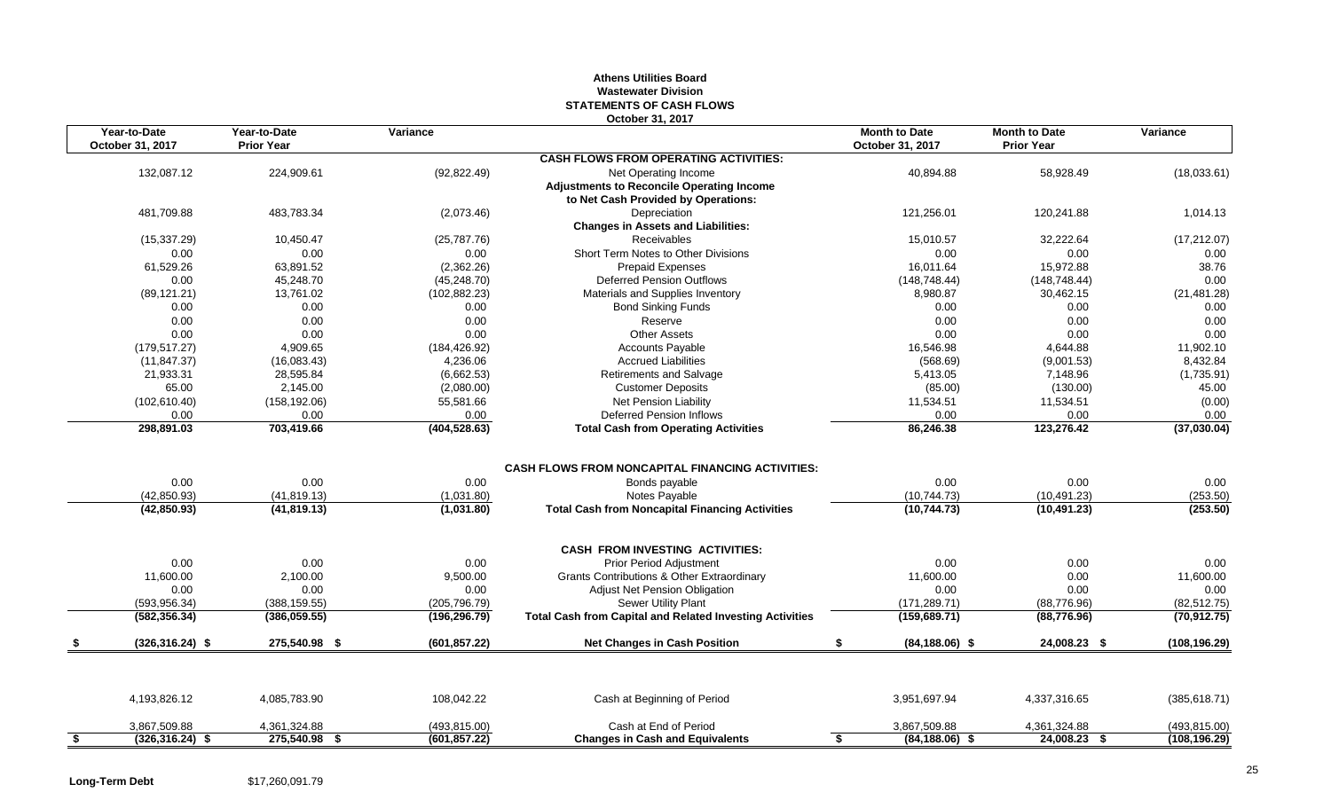# Athens Utilities Board
## Wastewater Division
## STATEMENTS OF CASH FLOWS
### October 31, 2017

| Year-to-Date October 31, 2017 | Year-to-Date Prior Year | Variance | | Month to Date October 31, 2017 | Month to Date Prior Year | Variance |
|---|---|---|---|---|---|---|
| | | | **CASH FLOWS FROM OPERATING ACTIVITIES:** | | | |
| 132,087.12 | 224,909.61 | (92,822.49) | Net Operating Income | 40,894.88 | 58,928.49 | (18,033.61) |
| | | | **Adjustments to Reconcile Operating Income** | | | |
| | | | **to Net Cash Provided by Operations:** | | | |
| 481,709.88 | 483,783.34 | (2,073.46) | Depreciation | 121,256.01 | 120,241.88 | 1,014.13 |
| | | | **Changes in Assets and Liabilities:** | | | |
| (15,337.29) | 10,450.47 | (25,787.76) | Receivables | 15,010.57 | 32,222.64 | (17,212.07) |
| 0.00 | 0.00 | 0.00 | Short Term Notes to Other Divisions | 0.00 | 0.00 | 0.00 |
| 61,529.26 | 63,891.52 | (2,362.26) | Prepaid Expenses | 16,011.64 | 15,972.88 | 38.76 |
| 0.00 | 45,248.70 | (45,248.70) | Deferred Pension Outflows | (148,748.44) | (148,748.44) | 0.00 |
| (89,121.21) | 13,761.02 | (102,882.23) | Materials and Supplies Inventory | 8,980.87 | 30,462.15 | (21,481.28) |
| 0.00 | 0.00 | 0.00 | Bond Sinking Funds | 0.00 | 0.00 | 0.00 |
| 0.00 | 0.00 | 0.00 | Reserve | 0.00 | 0.00 | 0.00 |
| 0.00 | 0.00 | 0.00 | Other Assets | 0.00 | 0.00 | 0.00 |
| (179,517.27) | 4,909.65 | (184,426.92) | Accounts Payable | 16,546.98 | 4,644.88 | 11,902.10 |
| (11,847.37) | (16,083.43) | 4,236.06 | Accrued Liabilities | (568.69) | (9,001.53) | 8,432.84 |
| 21,933.31 | 28,595.84 | (6,662.53) | Retirements and Salvage | 5,413.05 | 7,148.96 | (1,735.91) |
| 65.00 | 2,145.00 | (2,080.00) | Customer Deposits | (85.00) | (130.00) | 45.00 |
| (102,610.40) | (158,192.06) | 55,581.66 | Net Pension Liability | 11,534.51 | 11,534.51 | (0.00) |
| 0.00 | 0.00 | 0.00 | Deferred Pension Inflows | 0.00 | 0.00 | 0.00 |
| **298,891.03** | **703,419.66** | **(404,528.63)** | **Total Cash from Operating Activities** | **86,246.38** | **123,276.42** | **(37,030.04)** |
| | | | **CASH FLOWS FROM NONCAPITAL FINANCING ACTIVITIES:** | | | |
| 0.00 | 0.00 | 0.00 | Bonds payable | 0.00 | 0.00 | 0.00 |
| (42,850.93) | (41,819.13) | (1,031.80) | Notes Payable | (10,744.73) | (10,491.23) | (253.50) |
| **(42,850.93)** | **(41,819.13)** | **(1,031.80)** | **Total Cash from Noncapital Financing Activities** | **(10,744.73)** | **(10,491.23)** | **(253.50)** |
| | | | **CASH FROM INVESTING ACTIVITIES:** | | | |
| 0.00 | 0.00 | 0.00 | Prior Period Adjustment | 0.00 | 0.00 | 0.00 |
| 11,600.00 | 2,100.00 | 9,500.00 | Grants Contributions & Other Extraordinary | 11,600.00 | 0.00 | 11,600.00 |
| 0.00 | 0.00 | 0.00 | Adjust Net Pension Obligation | 0.00 | 0.00 | 0.00 |
| (593,956.34) | (388,159.55) | (205,796.79) | Sewer Utility Plant | (171,289.71) | (88,776.96) | (82,512.75) |
| **(582,356.34)** | **(386,059.55)** | **(196,296.79)** | **Total Cash from Capital and Related Investing Activities** | **(159,689.71)** | **(88,776.96)** | **(70,912.75)** |
| **$ (326,316.24)** | **$ 275,540.98** | **$ (601,857.22)** | **Net Changes in Cash Position** | **$ (84,188.06)** | **$ 24,008.23** | **$ (108,196.29)** |
| 4,193,826.12 | 4,085,783.90 | 108,042.22 | Cash at Beginning of Period | 3,951,697.94 | 4,337,316.65 | (385,618.71) |
| 3,867,509.88 | 4,361,324.88 | (493,815.00) | Cash at End of Period | 3,867,509.88 | 4,361,324.88 | (493,815.00) |
| **$ (326,316.24)** | **$ 275,540.98** | **$ (601,857.22)** | **Changes in Cash and Equivalents** | **$ (84,188.06)** | **$ 24,008.23** | **$ (108,196.29)** |

**Long-Term Debt** $17,260,091.79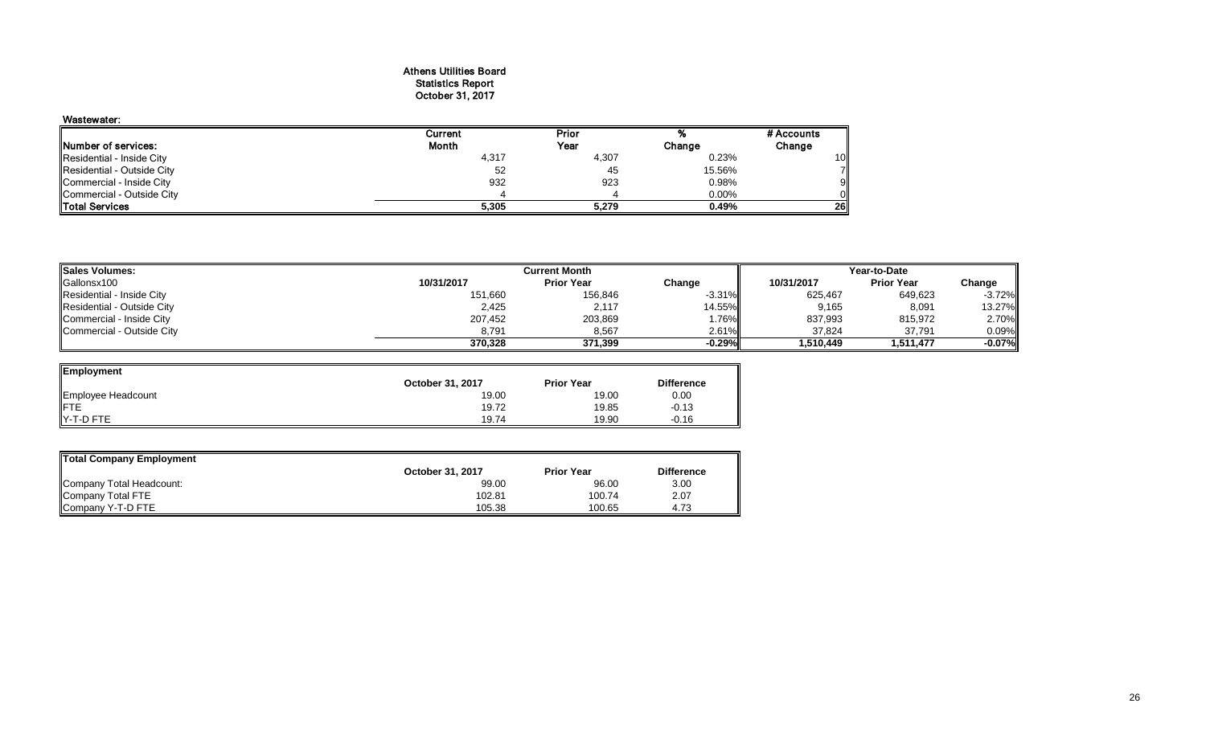# Athens Utilities Board
## Statistics Report
## October 31, 2017

### Wastewater:

| Number of services: | Current Month | Prior Year | % Change | # Accounts Change |
|---|---|---|---|---|
| Residential - Inside City | 4,317 | 4,307 | 0.23% | 10 |
| Residential - Outside City | 52 | 45 | 15.56% | 7 |
| Commercial - Inside City | 932 | 923 | 0.98% | 9 |
| Commercial - Outside City | 4 | 4 | 0.00% | 0 |
| **Total Services** | **5,305** | **5,279** | **0.49%** | **26** |

| Sales Volumes: | Current Month | | | Year-to-Date | | |
|---|---|---|---|---|---|---|
| Gallonsx100 | 10/31/2017 | Prior Year | Change | 10/31/2017 | Prior Year | Change |
| Residential - Inside City | 151,660 | 156,846 | -3.31% | 625,467 | 649,623 | -3.72% |
| Residential - Outside City | 2,425 | 2,117 | 14.55% | 9,165 | 8,091 | 13.27% |
| Commercial - Inside City | 207,452 | 203,869 | 1.76% | 837,993 | 815,972 | 2.70% |
| Commercial - Outside City | 8,791 | 8,567 | 2.61% | 37,824 | 37,791 | 0.09% |
| | **370,328** | **371,399** | **-0.29%** | **1,510,449** | **1,511,477** | **-0.07%** |

| Employment | October 31, 2017 | Prior Year | Difference |
|---|---|---|---|
| Employee Headcount | 19.00 | 19.00 | 0.00 |
| FTE | 19.72 | 19.85 | -0.13 |
| Y-T-D FTE | 19.74 | 19.90 | -0.16 |

| Total Company Employment | October 31, 2017 | Prior Year | Difference |
|---|---|---|---|
| Company Total Headcount: | 99.00 | 96.00 | 3.00 |
| Company Total FTE | 102.81 | 100.74 | 2.07 |
| Company Y-T-D FTE | 105.38 | 100.65 | 4.73 |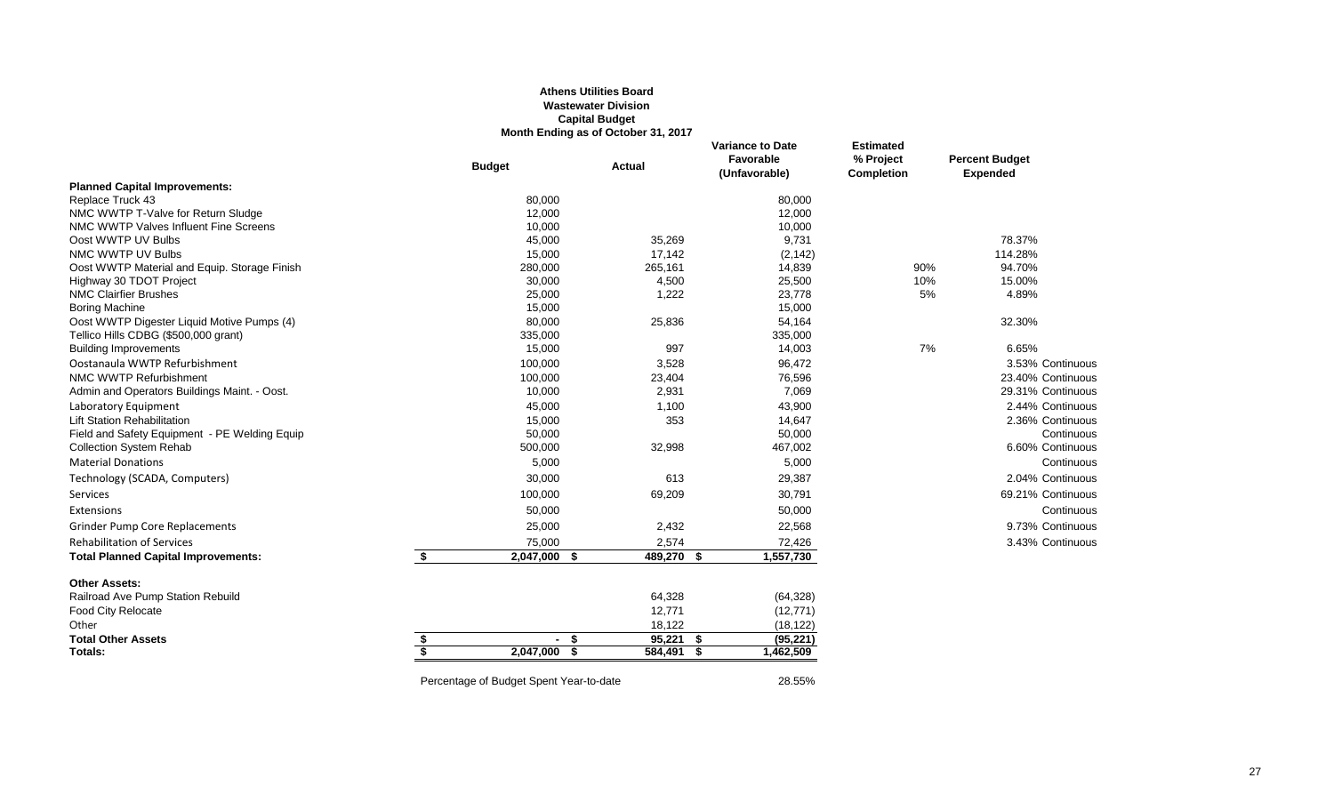# Athens Utilities Board
## Wastewater Division
### Capital Budget
### Month Ending as of October 31, 2017

| | Budget | Actual | Variance to Date Favorable (Unfavorable) | Estimated % Project Completion | Percent Budget Expended | |
|---|---|---|---|---|---|---|
| **Planned Capital Improvements:** | | | | | | |
| Replace Truck 43 | 80,000 | | 80,000 | | | |
| NMC WWTP T-Valve for Return Sludge | 12,000 | | 12,000 | | | |
| NMC WWTP Valves Influent Fine Screens | 10,000 | | 10,000 | | | |
| Oost WWTP UV Bulbs | 45,000 | 35,269 | 9,731 | | 78.37% | |
| NMC WWTP UV Bulbs | 15,000 | 17,142 | (2,142) | | 114.28% | |
| Oost WWTP Material and Equip. Storage Finish | 280,000 | 265,161 | 14,839 | 90% | 94.70% | |
| Highway 30 TDOT Project | 30,000 | 4,500 | 25,500 | 10% | 15.00% | |
| NMC Clairfier Brushes | 25,000 | 1,222 | 23,778 | 5% | 4.89% | |
| Boring Machine | 15,000 | | 15,000 | | | |
| Oost WWTP Digester Liquid Motive Pumps (4) | 80,000 | 25,836 | 54,164 | | 32.30% | |
| Tellico Hills CDBG ($500,000 grant) | 335,000 | | 335,000 | | | |
| Building Improvements | 15,000 | 997 | 14,003 | 7% | 6.65% | |
| Oostanaula WWTP Refurbishment | 100,000 | 3,528 | 96,472 | | 3.53% | Continuous |
| NMC WWTP Refurbishment | 100,000 | 23,404 | 76,596 | | 23.40% | Continuous |
| Admin and Operators Buildings Maint. - Oost. | 10,000 | 2,931 | 7,069 | | 29.31% | Continuous |
| Laboratory Equipment | 45,000 | 1,100 | 43,900 | | 2.44% | Continuous |
| Lift Station Rehabilitation | 15,000 | 353 | 14,647 | | 2.36% | Continuous |
| Field and Safety Equipment - PE Welding Equip | 50,000 | | 50,000 | | | Continuous |
| Collection System Rehab | 500,000 | 32,998 | 467,002 | | 6.60% | Continuous |
| Material Donations | 5,000 | | 5,000 | | | Continuous |
| Technology (SCADA, Computers) | 30,000 | 613 | 29,387 | | 2.04% | Continuous |
| Services | 100,000 | 69,209 | 30,791 | | 69.21% | Continuous |
| Extensions | 50,000 | | 50,000 | | | Continuous |
| Grinder Pump Core Replacements | 25,000 | 2,432 | 22,568 | | 9.73% | Continuous |
| Rehabilitation of Services | 75,000 | 2,574 | 72,426 | | 3.43% | Continuous |
| **Total Planned Capital Improvements:** | **$ 2,047,000** | **$ 489,270** | **$ 1,557,730** | | | |
| | | | | | | |
| **Other Assets:** | | | | | | |
| Railroad Ave Pump Station Rebuild | | 64,328 | (64,328) | | | |
| Food City Relocate | | 12,771 | (12,771) | | | |
| Other | | 18,122 | (18,122) | | | |
| **Total Other Assets** | **$ -** | **$ 95,221** | **$ (95,221)** | | | |
| **Totals:** | **$ 2,047,000** | **$ 584,491** | **$ 1,462,509** | | | |

Percentage of Budget Spent Year-to-date 28.55%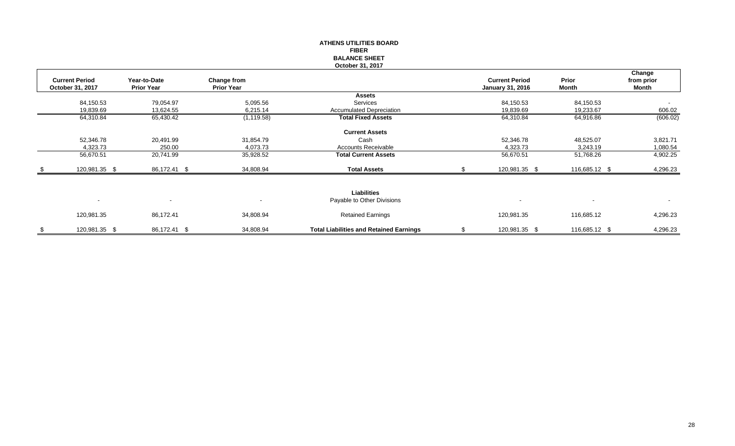# ATHENS UTILITIES BOARD
## FIBER
## BALANCE SHEET
### October 31, 2017

| Current Period October 31, 2017 | Year-to-Date Prior Year | Change from Prior Year | | Current Period January 31, 2016 | Prior Month | Change from prior Month |
|---|---|---|---|---|---|---|
| | | | **Assets** | | | |
| 84,150.53 | 79,054.97 | 5,095.56 | Services | 84,150.53 | 84,150.53 | - |
| 19,839.69 | 13,624.55 | 6,215.14 | Accumulated Depreciation | 19,839.69 | 19,233.67 | 606.02 |
| 64,310.84 | 65,430.42 | (1,119.58) | **Total Fixed Assets** | 64,310.84 | 64,916.86 | (606.02) |
| | | | **Current Assets** | | | |
| 52,346.78 | 20,491.99 | 31,854.79 | Cash | 52,346.78 | 48,525.07 | 3,821.71 |
| 4,323.73 | 250.00 | 4,073.73 | Accounts Receivable | 4,323.73 | 3,243.19 | 1,080.54 |
| 56,670.51 | 20,741.99 | 35,928.52 | **Total Current Assets** | 56,670.51 | 51,768.26 | 4,902.25 |
| $ 120,981.35 | $ 86,172.41 | $ 34,808.94 | **Total Assets** | $ 120,981.35 | $ 116,685.12 | $ 4,296.23 |
| | | | **Liabilities** | | | |
| - | - | - | Payable to Other Divisions | - | - | - |
| 120,981.35 | 86,172.41 | 34,808.94 | Retained Earnings | 120,981.35 | 116,685.12 | 4,296.23 |
| $ 120,981.35 | $ 86,172.41 | $ 34,808.94 | **Total Liabilities and Retained Earnings** | $ 120,981.35 | $ 116,685.12 | $ 4,296.23 |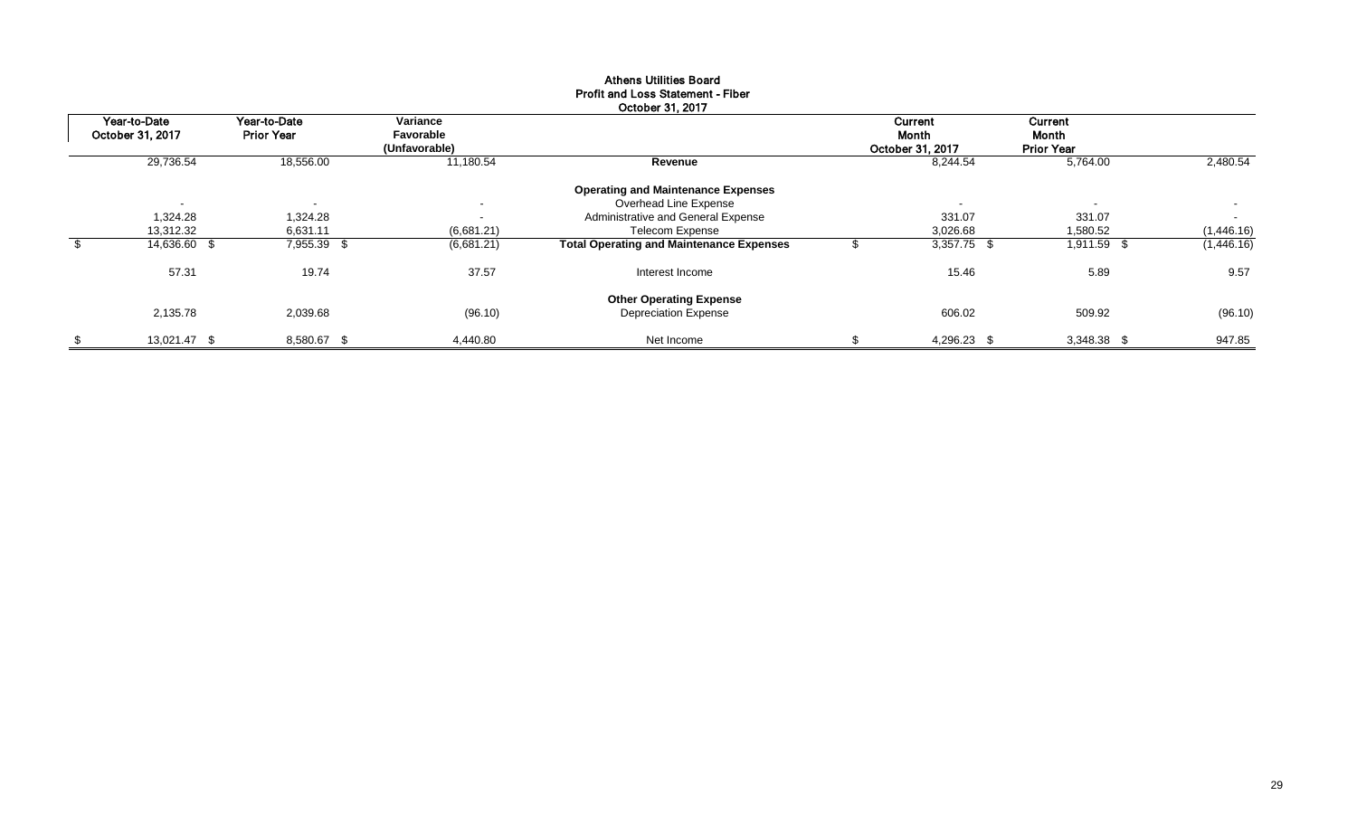# Athens Utilities Board
## Profit and Loss Statement - Fiber
### October 31, 2017

| Year-to-Date October 31, 2017 | Year-to-Date Prior Year | Variance Favorable (Unfavorable) | | Current Month October 31, 2017 | Current Month Prior Year | |
|---|---|---|---|---|---|---|
| 29,736.54 | 18,556.00 | 11,180.54 | **Revenue** | 8,244.54 | 5,764.00 | 2,480.54 |
| | | | **Operating and Maintenance Expenses** | | | |
| - | - | - | Overhead Line Expense | - | - | - |
| 1,324.28 | 1,324.28 | - | Administrative and General Expense | 331.07 | 331.07 | - |
| 13,312.32 | 6,631.11 | (6,681.21) | Telecom Expense | 3,026.68 | 1,580.52 | (1,446.16) |
| $ 14,636.60 | $ 7,955.39 | $ (6,681.21) | **Total Operating and Maintenance Expenses** | $ 3,357.75 | $ 1,911.59 | $ (1,446.16) |
| 57.31 | 19.74 | 37.57 | Interest Income | 15.46 | 5.89 | 9.57 |
| | | | **Other Operating Expense** | | | |
| 2,135.78 | 2,039.68 | (96.10) | Depreciation Expense | 606.02 | 509.92 | (96.10) |
| $ 13,021.47 | $ 8,580.67 | $ 4,440.80 | Net Income | $ 4,296.23 | $ 3,348.38 | $ 947.85 |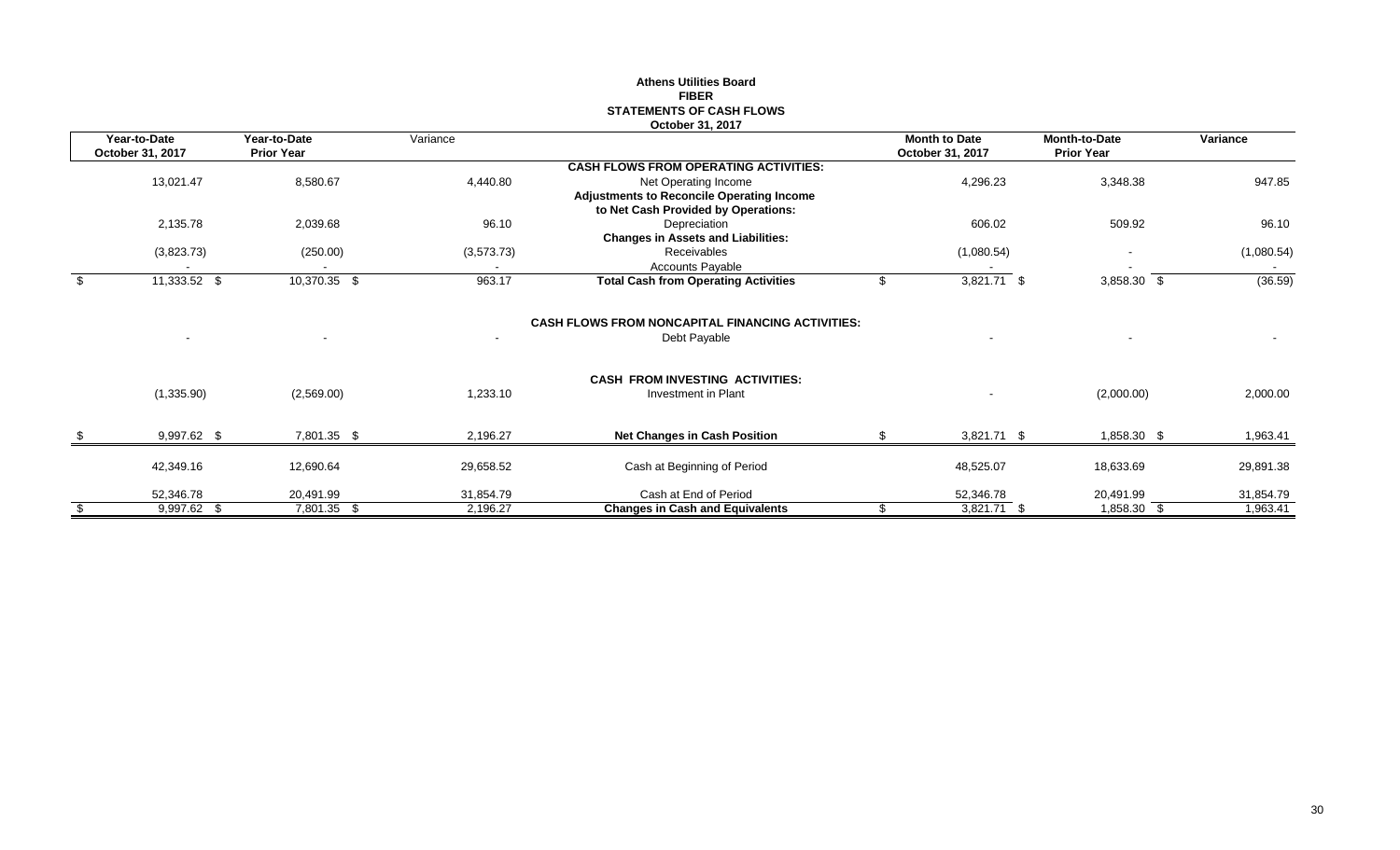**Athens Utilities Board**
**FIBER**
**STATEMENTS OF CASH FLOWS**
**October 31, 2017**

| Year-to-Date October 31, 2017 | Year-to-Date Prior Year | Variance | | Month to Date October 31, 2017 | Month-to-Date Prior Year | Variance |
|---|---|---|---|---|---|---|
| | | | **CASH FLOWS FROM OPERATING ACTIVITIES:** | | | |
| 13,021.47 | 8,580.67 | 4,440.80 | Net Operating Income | 4,296.23 | 3,348.38 | 947.85 |
| | | | **Adjustments to Reconcile Operating Income** | | | |
| | | | **to Net Cash Provided by Operations:** | | | |
| 2,135.78 | 2,039.68 | 96.10 | Depreciation | 606.02 | 509.92 | 96.10 |
| | | | **Changes in Assets and Liabilities:** | | | |
| (3,823.73) | (250.00) | (3,573.73) | Receivables | (1,080.54) | - | (1,080.54) |
| - | - | - | Accounts Payable | - | - | - |
| $ 11,333.52 | $ 10,370.35 | $ 963.17 | **Total Cash from Operating Activities** | $ 3,821.71 | $ 3,858.30 | $ (36.59) |
| | | | **CASH FLOWS FROM NONCAPITAL FINANCING ACTIVITIES:** | | | |
| - | - | - | Debt Payable | - | - | - |
| | | | **CASH FROM INVESTING ACTIVITIES:** | | | |
| (1,335.90) | (2,569.00) | 1,233.10 | Investment in Plant | - | (2,000.00) | 2,000.00 |
| $ 9,997.62 | $ 7,801.35 | $ 2,196.27 | **Net Changes in Cash Position** | $ 3,821.71 | $ 1,858.30 | $ 1,963.41 |
| 42,349.16 | 12,690.64 | 29,658.52 | Cash at Beginning of Period | 48,525.07 | 18,633.69 | 29,891.38 |
| 52,346.78 | 20,491.99 | 31,854.79 | Cash at End of Period | 52,346.78 | 20,491.99 | 31,854.79 |
| $ 9,997.62 | $ 7,801.35 | $ 2,196.27 | **Changes in Cash and Equivalents** | $ 3,821.71 | $ 1,858.30 | $ 1,963.41 |